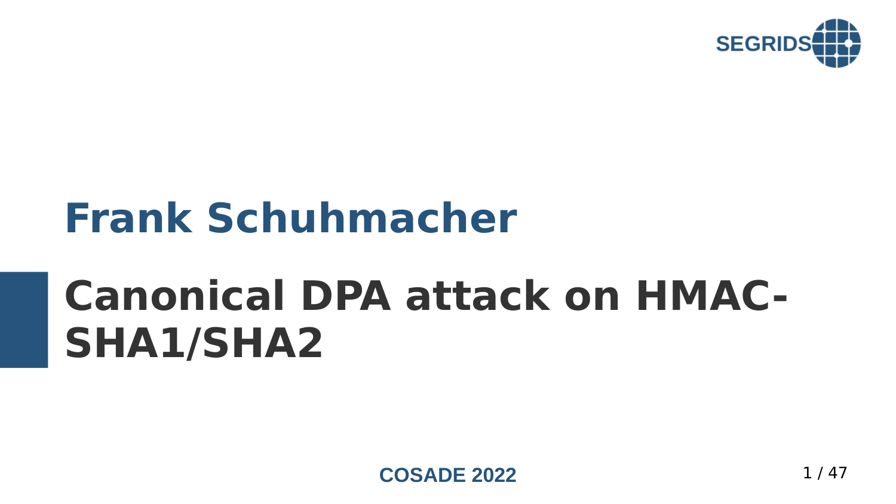Frank Schuhmacher

# Canonical DPA attack on HMAC-SHA1/SHA2

COSADE 2022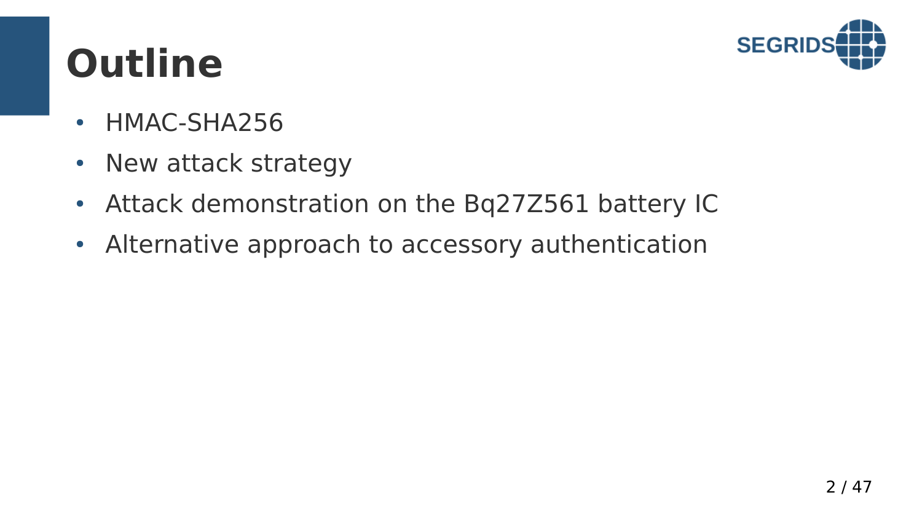# Outline

- HMAC-SHA256
- New attack strategy
- Attack demonstration on the Bq27Z561 battery IC
- Alternative approach to accessory authentication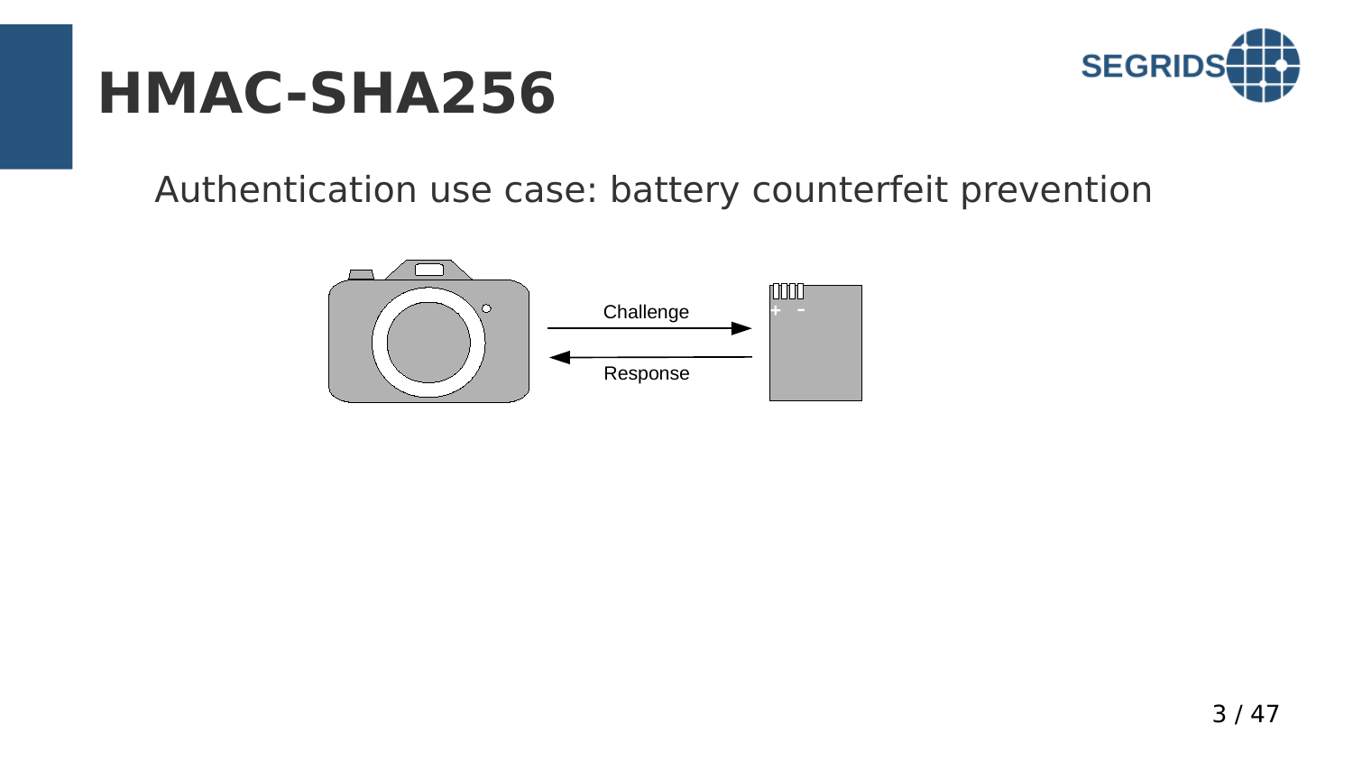# HMAC-SHA256

Authentication use case: battery counterfeit prevention

Challenge

Response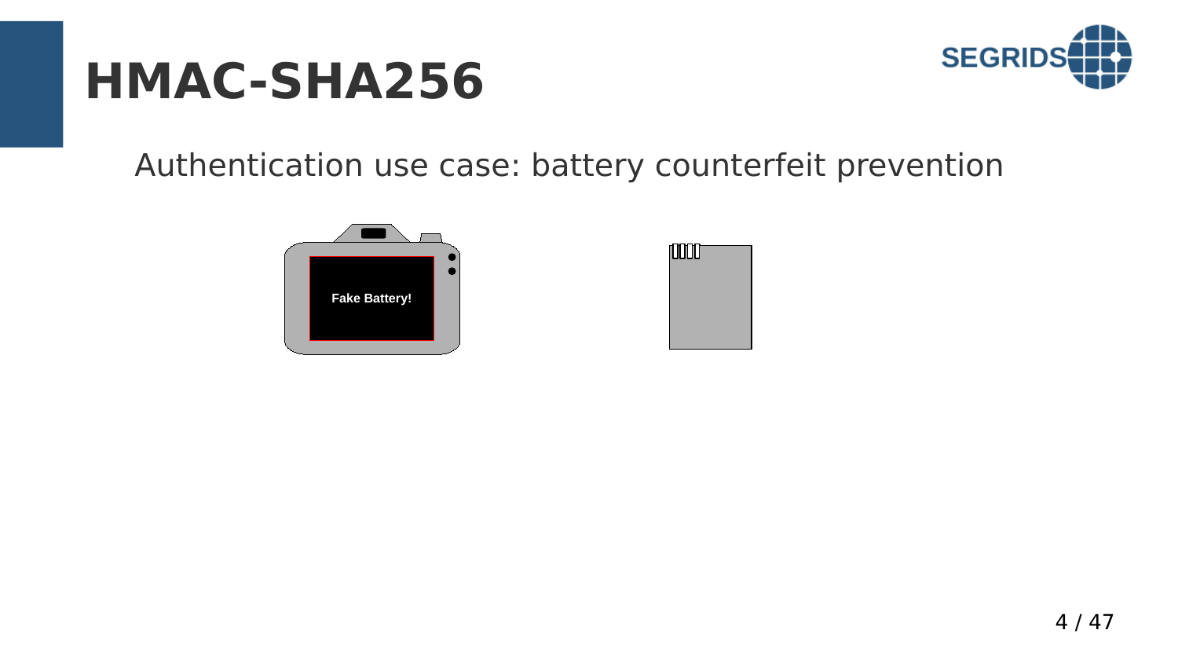# HMAC-SHA256

Authentication use case: battery counterfeit prevention

Fake Battery!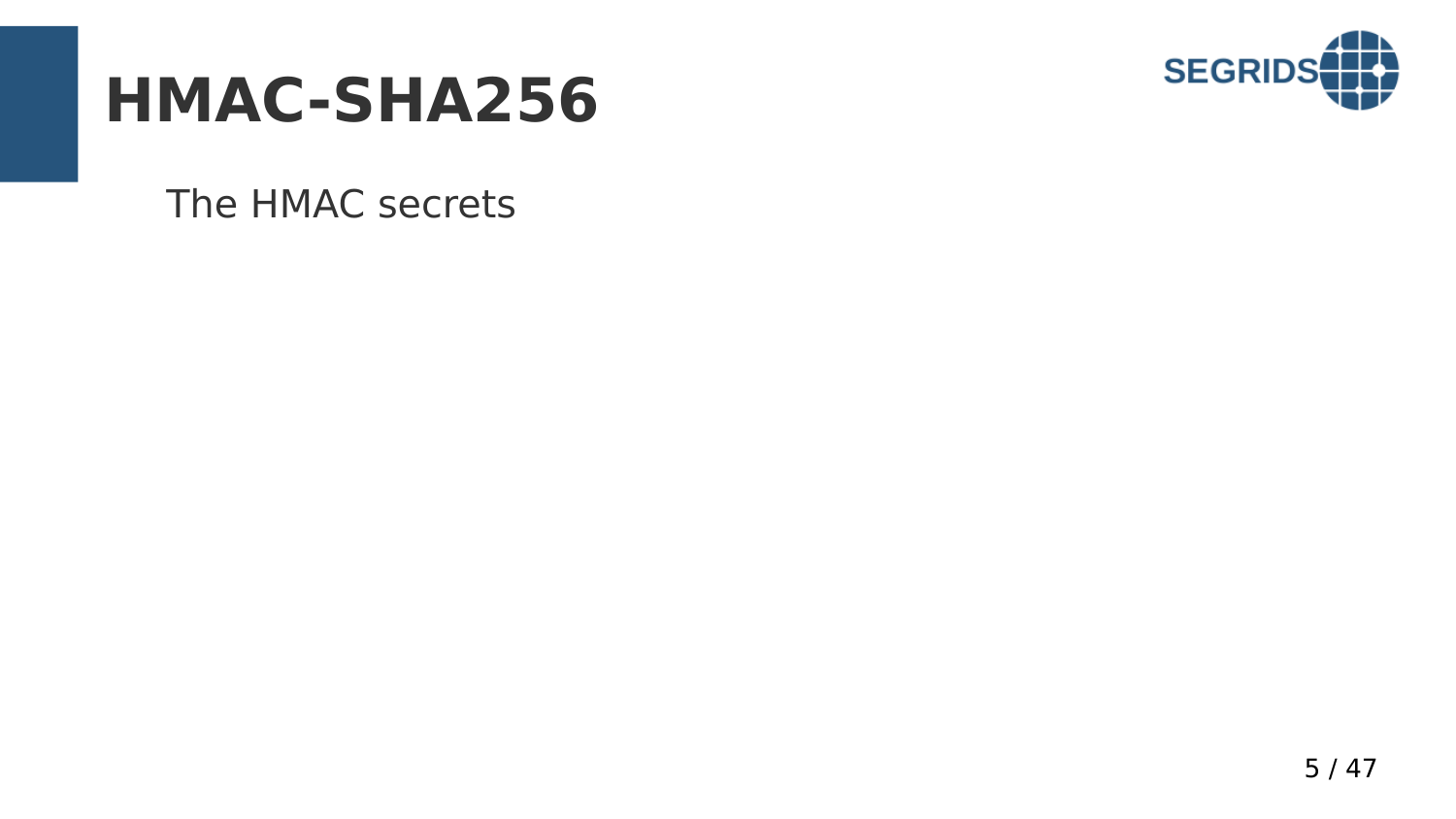# HMAC-SHA256

The HMAC secrets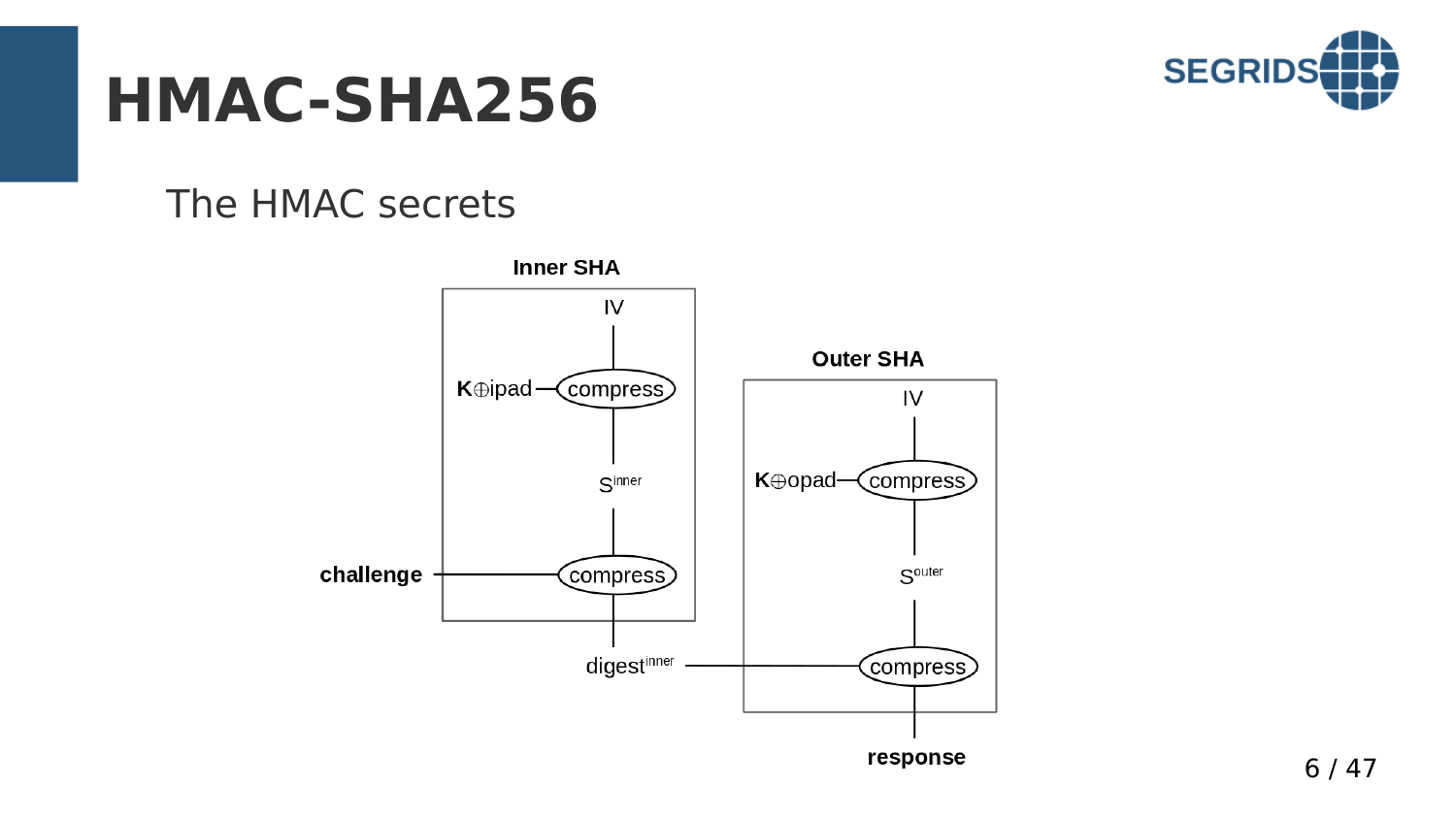# HMAC-SHA256

The HMAC secrets

**Inner SHA**

IV

$K \oplus ipad$ — compress

$S^{inner}$

**challenge** — compress

$digest^{inner}$

**Outer SHA**

IV

$K \oplus opad$ — compress

$S^{outer}$

compress

**response**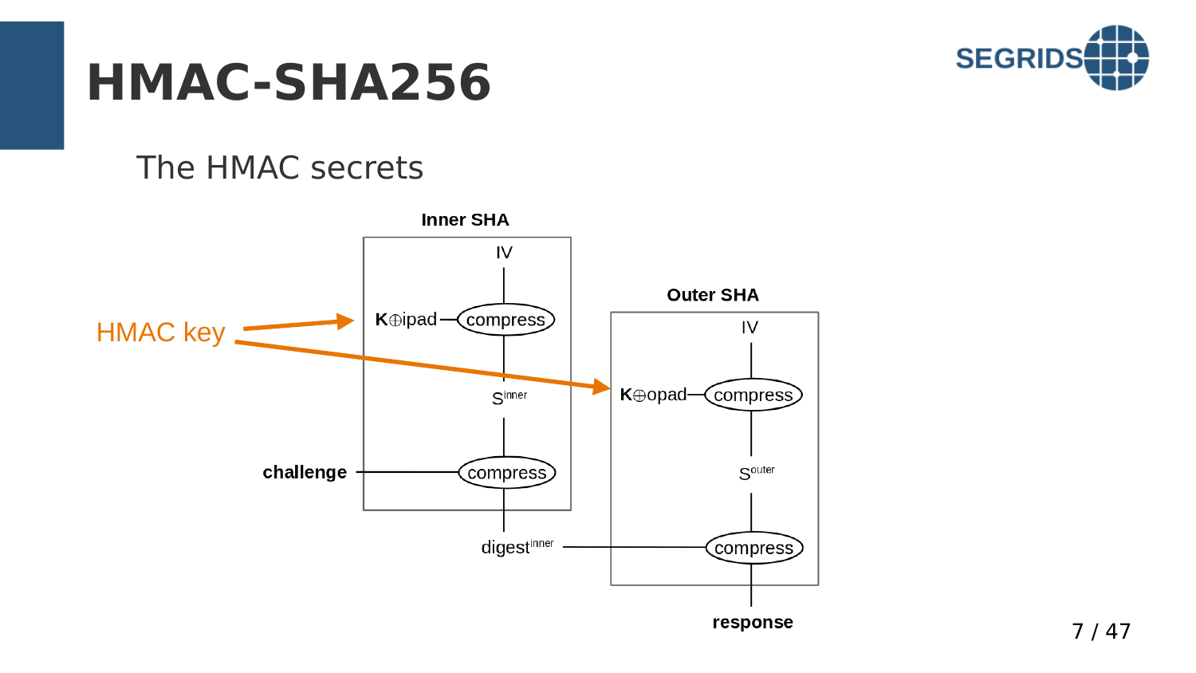# HMAC-SHA256

The HMAC secrets

HMAC key

**Inner SHA**

IV

**K**⊕ipad — compress

$S^{inner}$

**challenge** — compress

digest$^{inner}$

**Outer SHA**

IV

**K**⊕opad — compress

$S^{outer}$

compress

**response**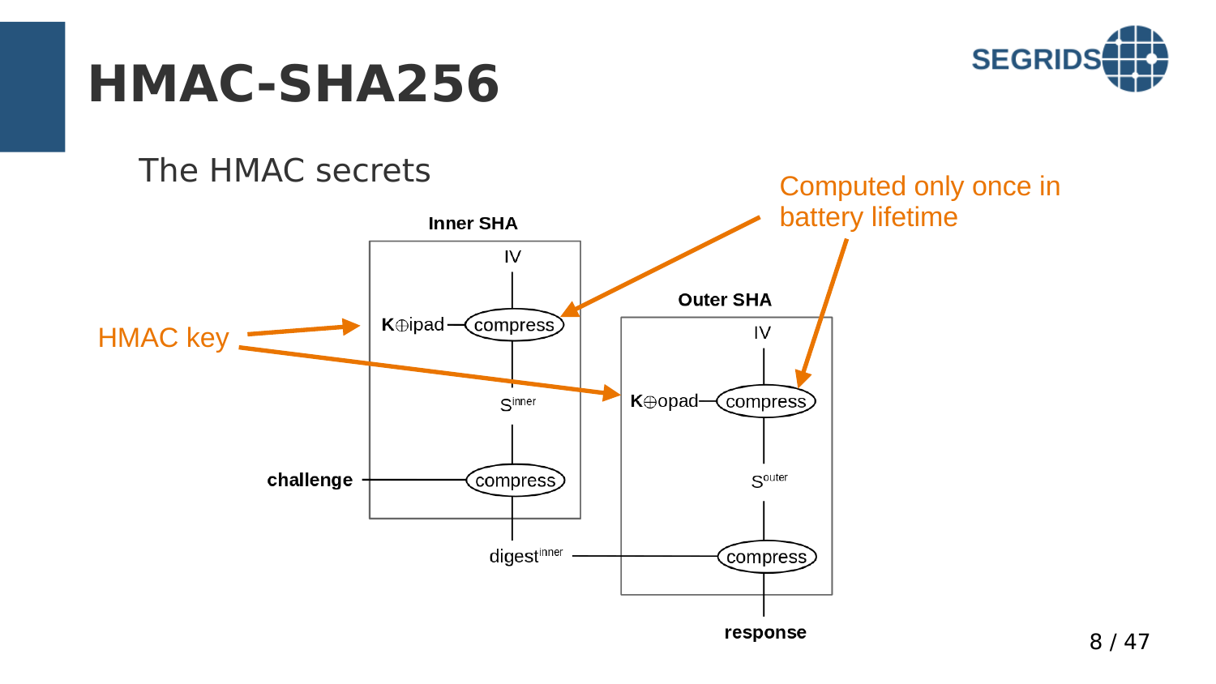# HMAC-SHA256

The HMAC secrets

HMAC key

Computed only once in battery lifetime

**Inner SHA**

IV

**K**⊕ipad — compress

$S^{inner}$

**challenge** — compress

$digest^{inner}$

**Outer SHA**

IV

**K**⊕opad — compress

$S^{outer}$

compress

**response**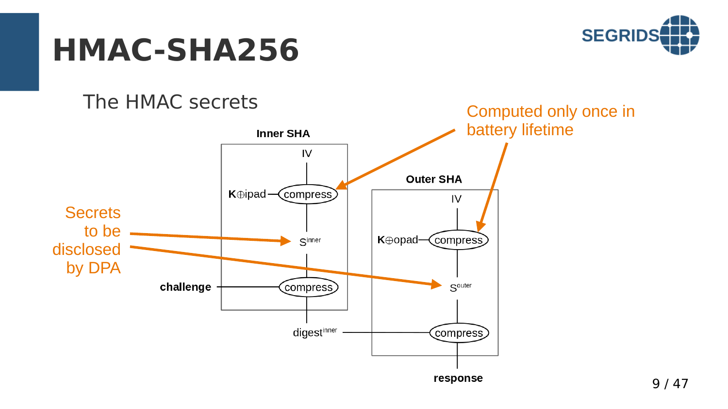# HMAC-SHA256

The HMAC secrets

Computed only once in battery lifetime

Secrets to be disclosed by DPA

**Inner SHA**

IV

**K**⊕ipad — compress

$S^{inner}$

**challenge** — compress

$digest^{inner}$

**Outer SHA**

IV

**K**⊕opad — compress

$S^{outer}$

compress

**response**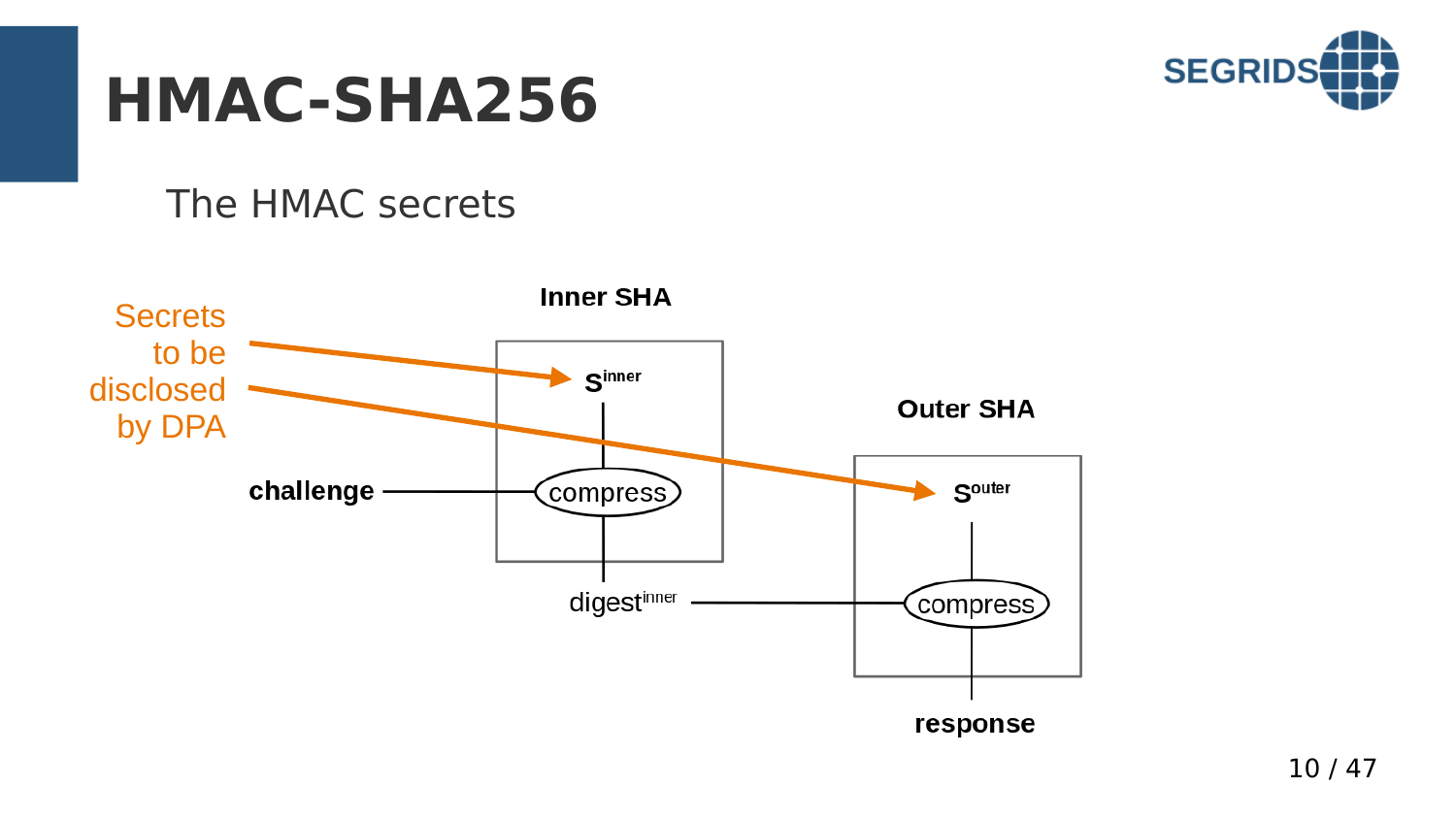# HMAC-SHA256

## The HMAC secrets

Secrets to be disclosed by DPA

**Inner SHA**

$s^{inner}$

**challenge** — compress

$digest^{inner}$

**Outer SHA**

$s^{outer}$

compress

**response**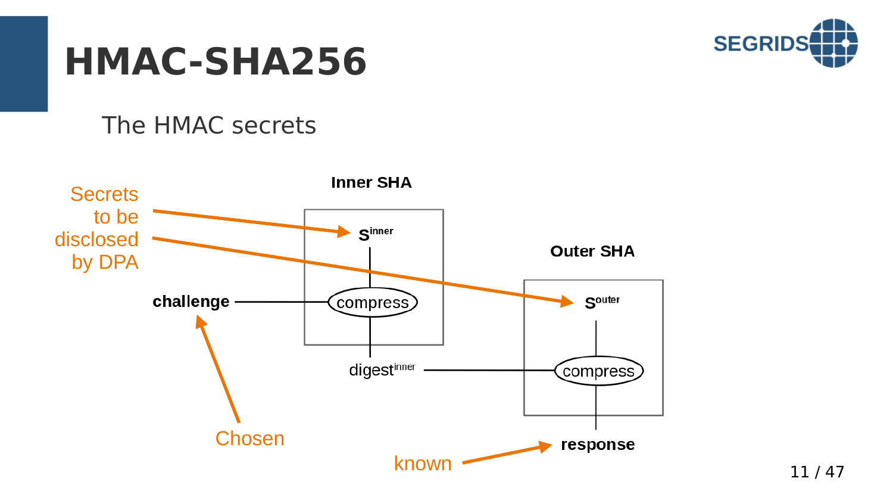# HMAC-SHA256

The HMAC secrets

Secrets to be disclosed by DPA

**Inner SHA**

$S^{inner}$

**challenge** — compress

$digest^{inner}$

**Outer SHA**

$S^{outer}$

compress

**response**

Chosen

known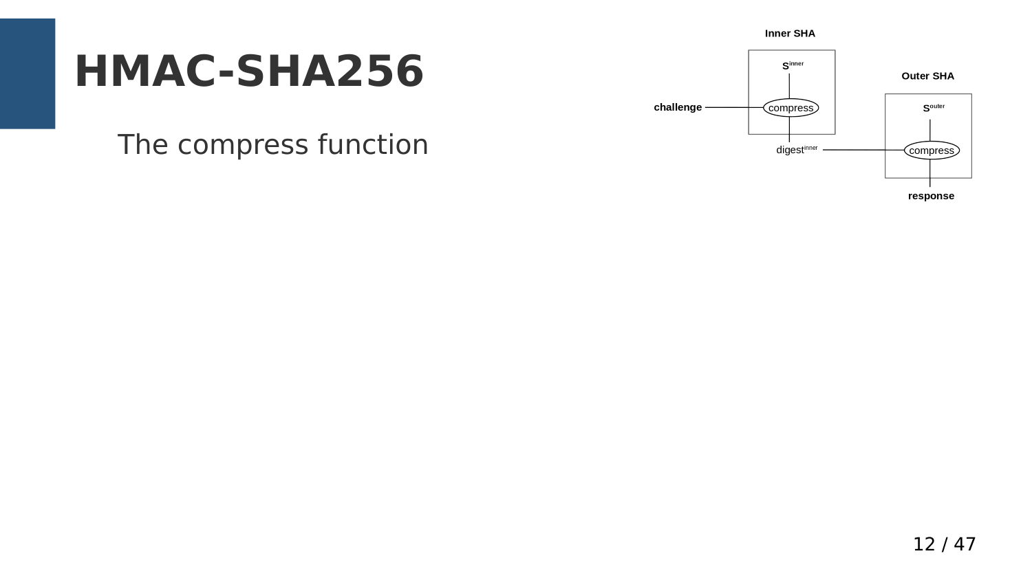# HMAC-SHA256

The compress function

**Inner SHA**

$S^{inner}$

**challenge** — compress

$digest^{inner}$

**Outer SHA**

$S^{outer}$

compress

**response**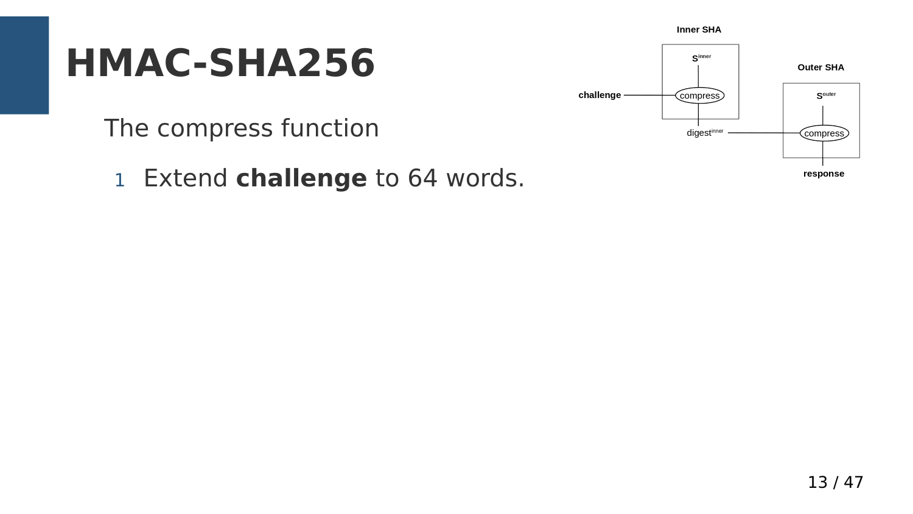# HMAC-SHA256

The compress function

1. Extend **challenge** to 64 words.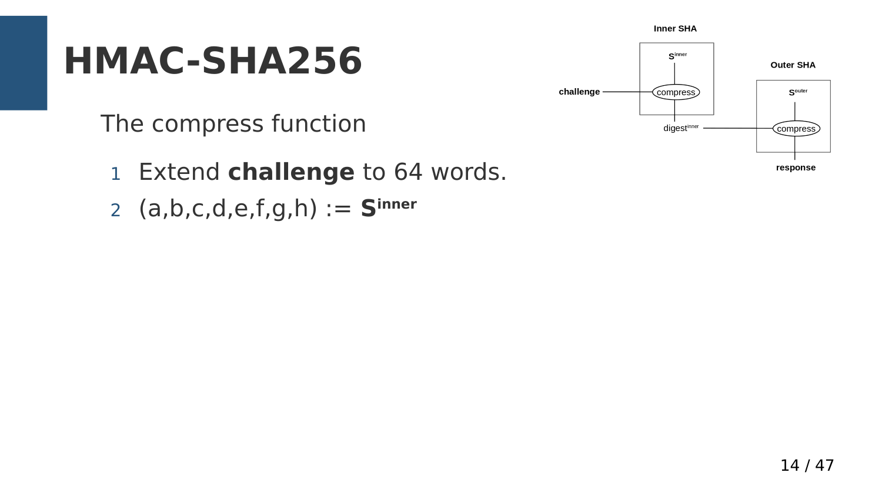# HMAC-SHA256

The compress function

1. Extend **challenge** to 64 words.
2. (a,b,c,d,e,f,g,h) := $\mathbf{S}^{\mathbf{inner}}$

**Inner SHA**

$S^{inner}$

**challenge** — compress

digest$^{inner}$

**Outer SHA**

$S^{outer}$

compress

**response**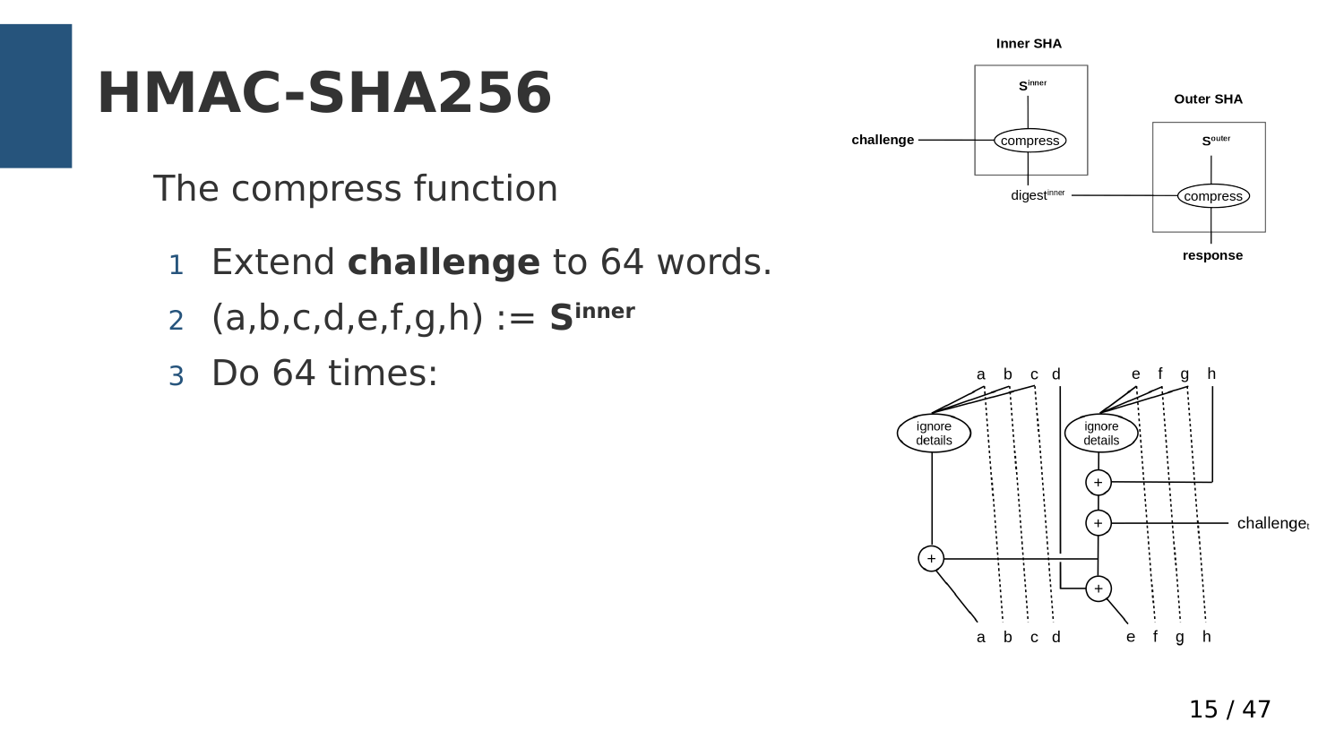# HMAC-SHA256

The compress function

1. Extend **challenge** to 64 words.
2. (a,b,c,d,e,f,g,h) := $\mathbf{S}^{\mathbf{inner}}$
3. Do 64 times: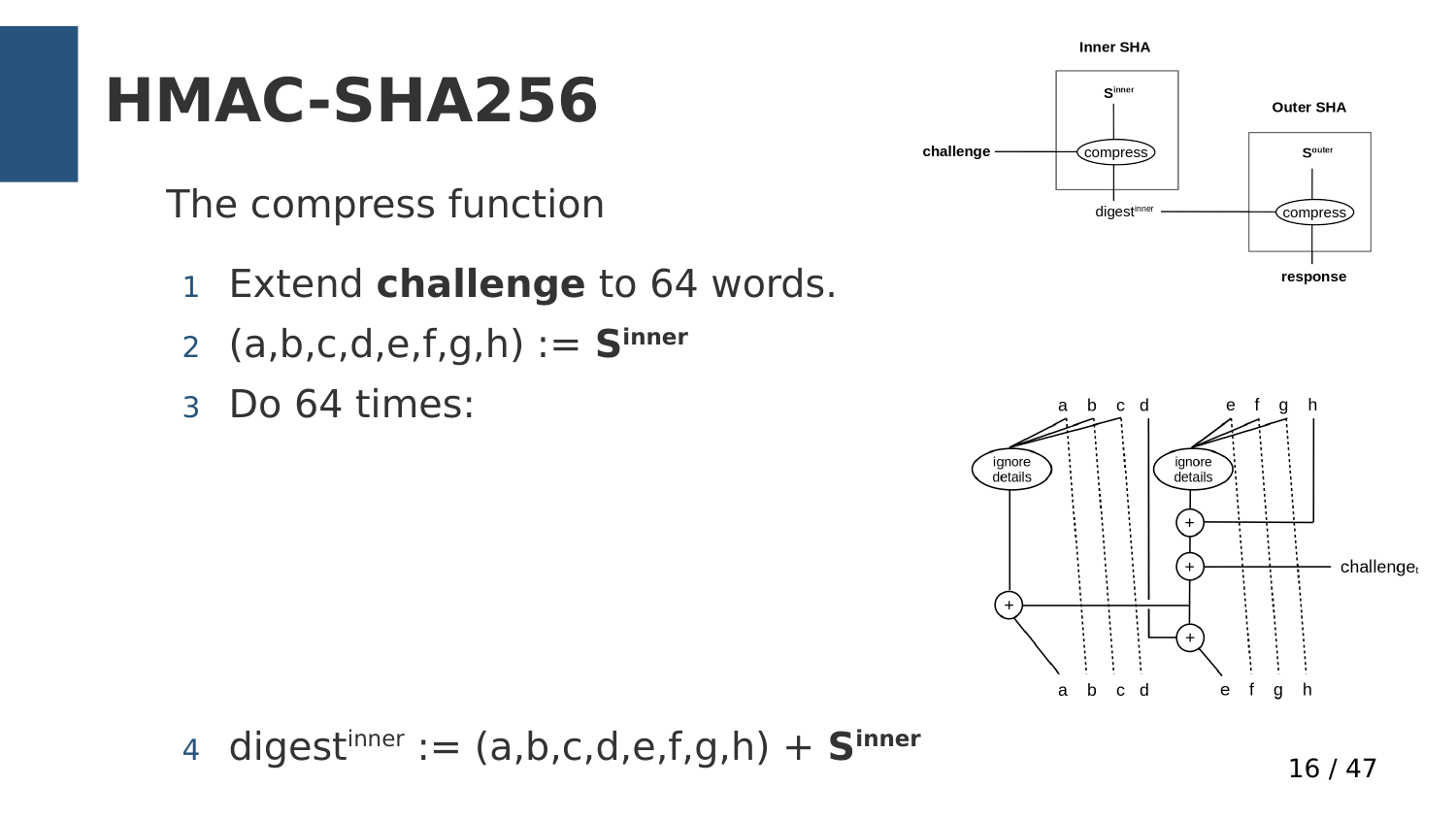# HMAC-SHA256

The compress function

1. Extend **challenge** to 64 words.
2. (a,b,c,d,e,f,g,h) := $\mathbf{S}^{\text{inner}}$
3. Do 64 times:

4. $\text{digest}^{\text{inner}}$ := (a,b,c,d,e,f,g,h) + $\mathbf{S}^{\text{inner}}$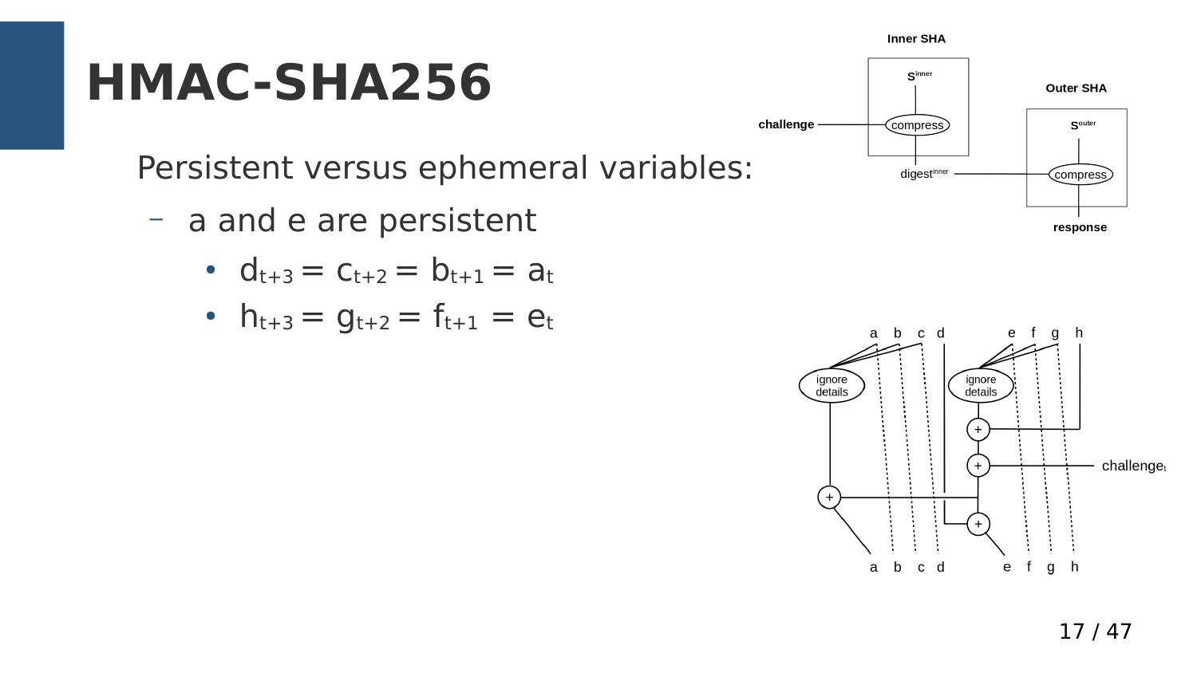# HMAC-SHA256

Persistent versus ephemeral variables:

- a and e are persistent
  - $d_{t+3} = c_{t+2} = b_{t+1} = a_t$
  - $h_{t+3} = g_{t+2} = f_{t+1} = e_t$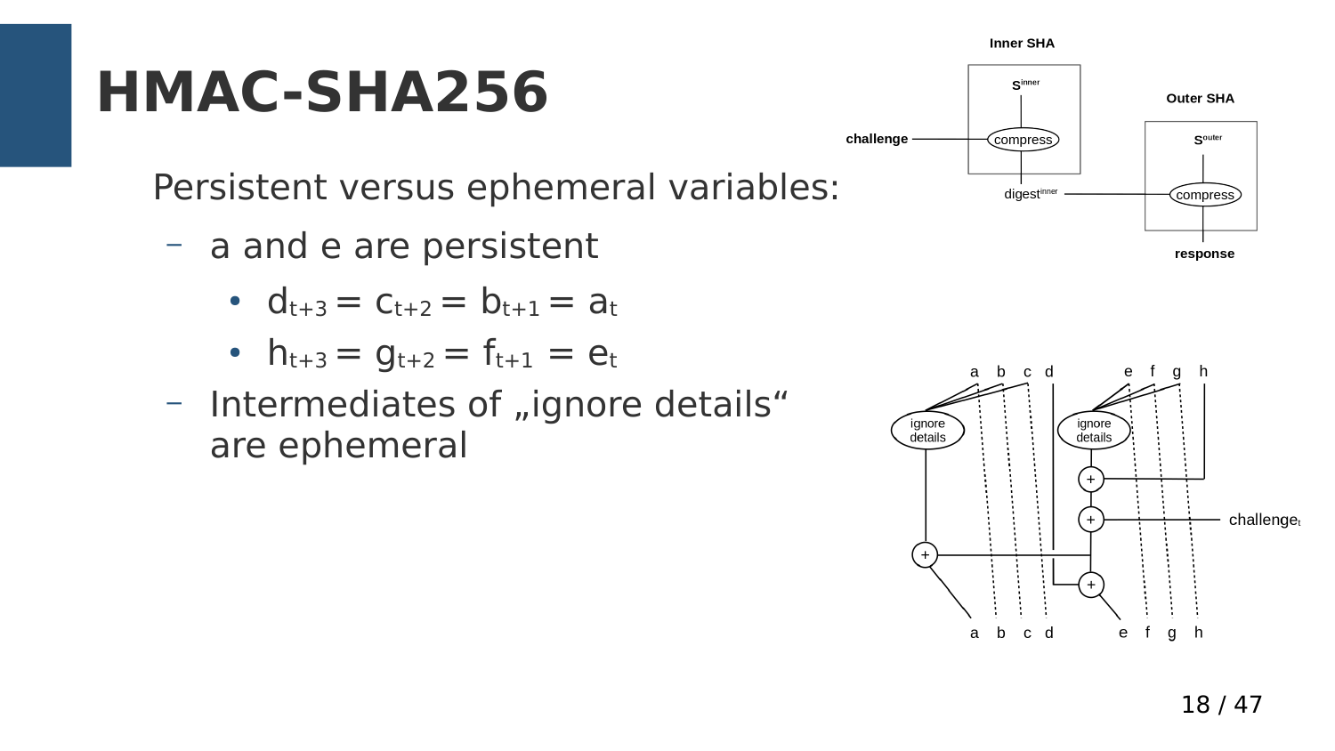# HMAC-SHA256

Persistent versus ephemeral variables:

- a and e are persistent
  - $d_{t+3} = c_{t+2} = b_{t+1} = a_t$
  - $h_{t+3} = g_{t+2} = f_{t+1} = e_t$
- Intermediates of „ignore details“ are ephemeral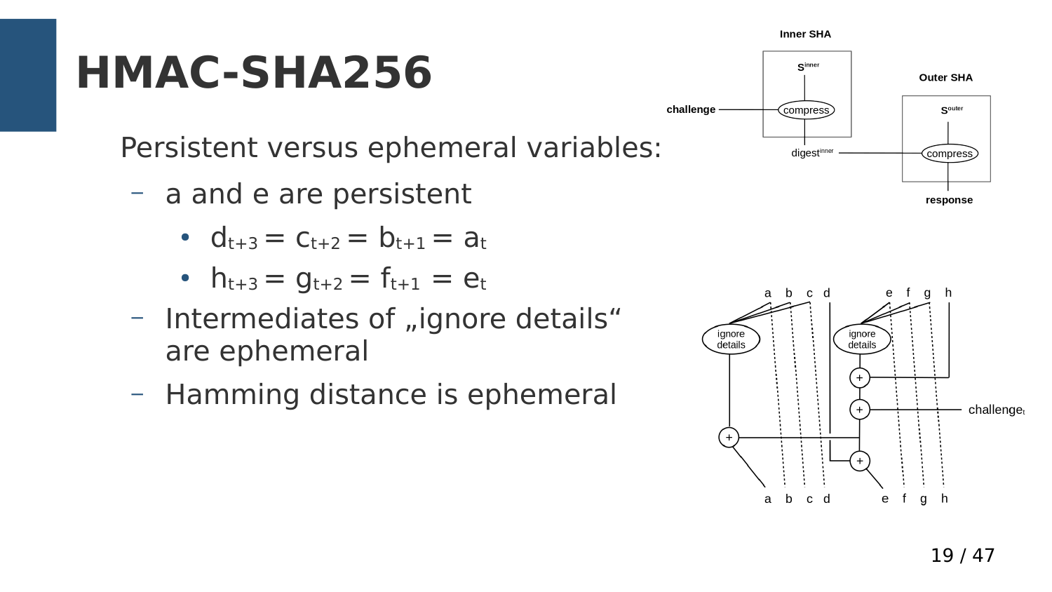# HMAC-SHA256

Persistent versus ephemeral variables:

- a and e are persistent
  - $d_{t+3} = c_{t+2} = b_{t+1} = a_t$
  - $h_{t+3} = g_{t+2} = f_{t+1} = e_t$
- Intermediates of „ignore details“ are ephemeral
- Hamming distance is ephemeral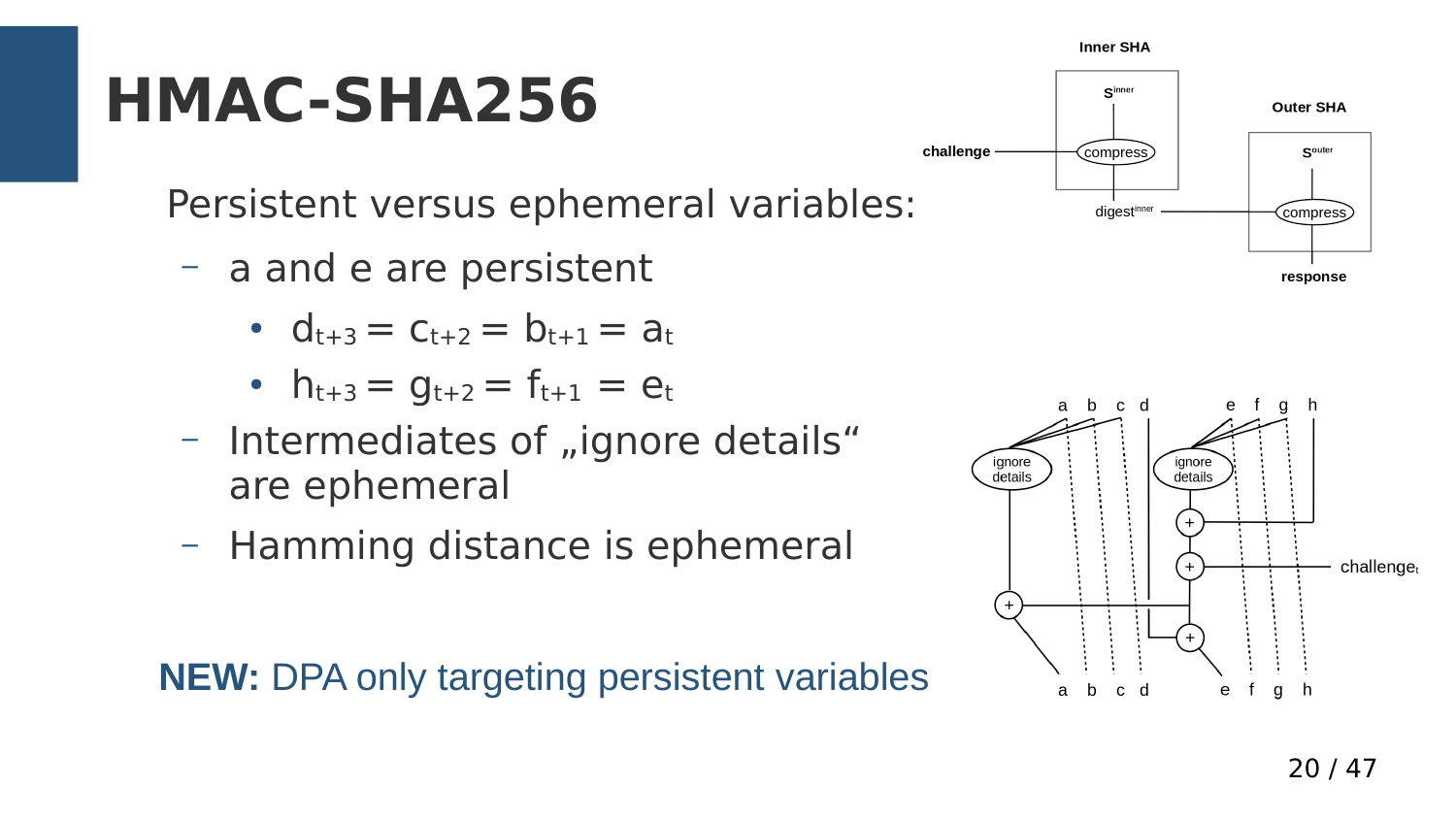# HMAC-SHA256

Persistent versus ephemeral variables:

- a and e are persistent
  - $d_{t+3} = c_{t+2} = b_{t+1} = a_t$
  - $h_{t+3} = g_{t+2} = f_{t+1} = e_t$
- Intermediates of „ignore details“ are ephemeral
- Hamming distance is ephemeral

**NEW:** DPA only targeting persistent variables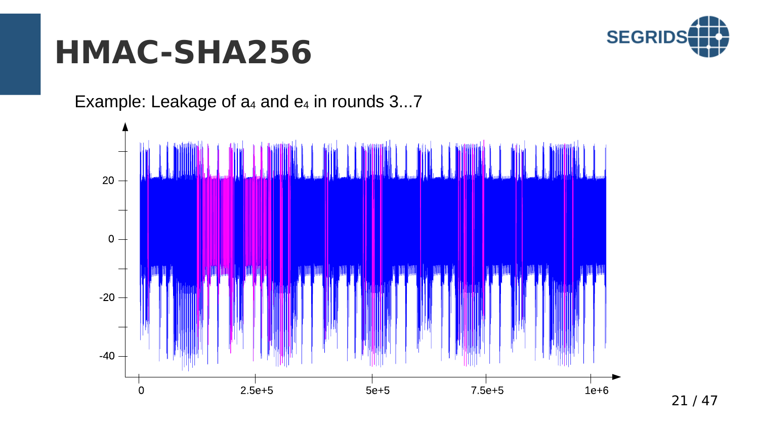# HMAC-SHA256

Example: Leakage of $a_4$ and $e_4$ in rounds 3...7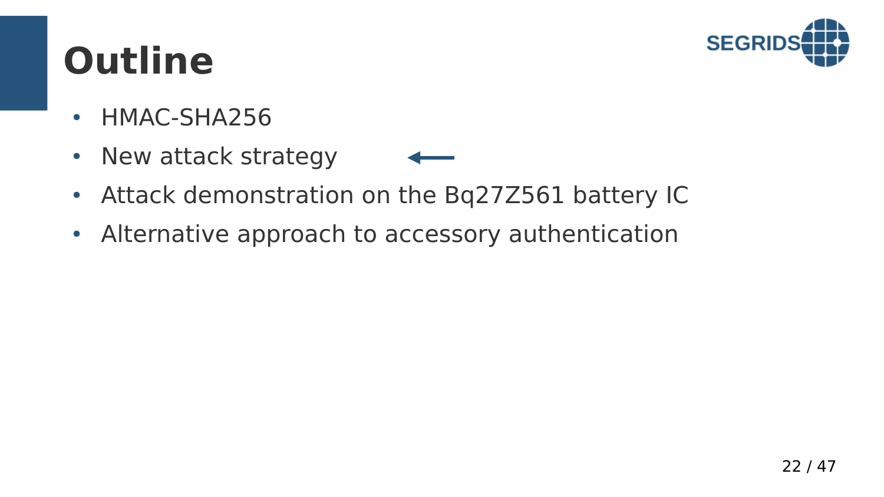# Outline

- HMAC-SHA256
- New attack strategy ←
- Attack demonstration on the Bq27Z561 battery IC
- Alternative approach to accessory authentication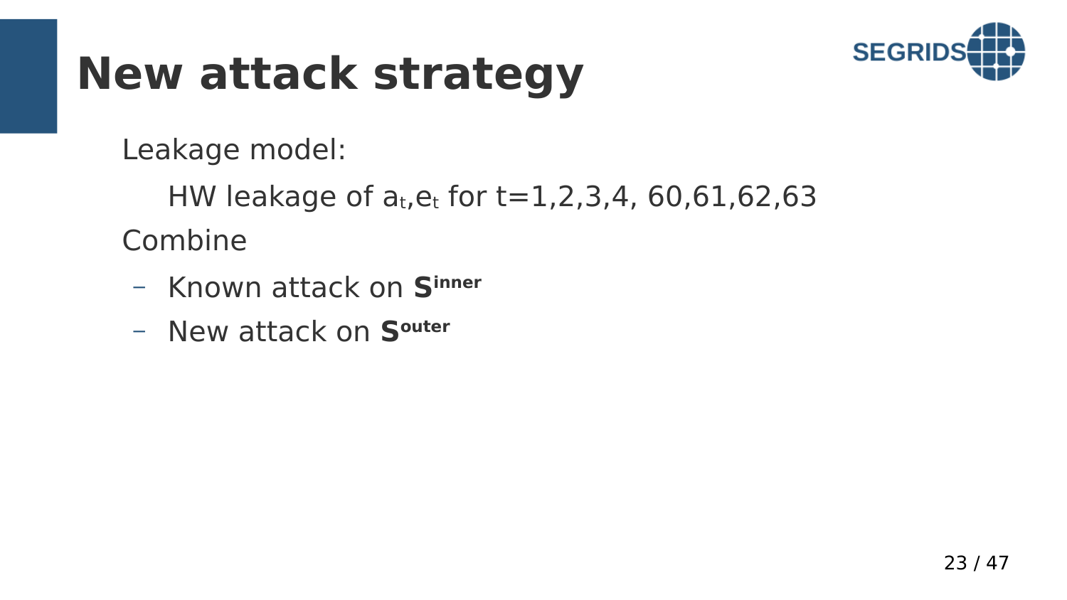# New attack strategy

Leakage model:

HW leakage of $a_t, e_t$ for t=1,2,3,4, 60,61,62,63

Combine

- Known attack on $\mathbf{S}^{\mathbf{inner}}$
- New attack on $\mathbf{S}^{\mathbf{outer}}$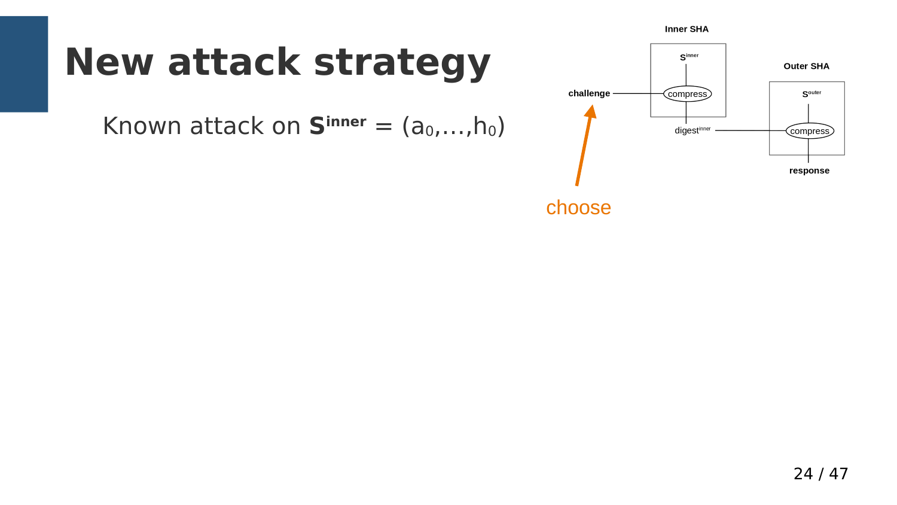# New attack strategy

Known attack on $\mathbf{S}^{\mathbf{inner}} = (a_0,\ldots,h_0)$

Inner SHA

$S^{inner}$

challenge — compress

digest$^{inner}$

Outer SHA

$S^{outer}$

compress

response

choose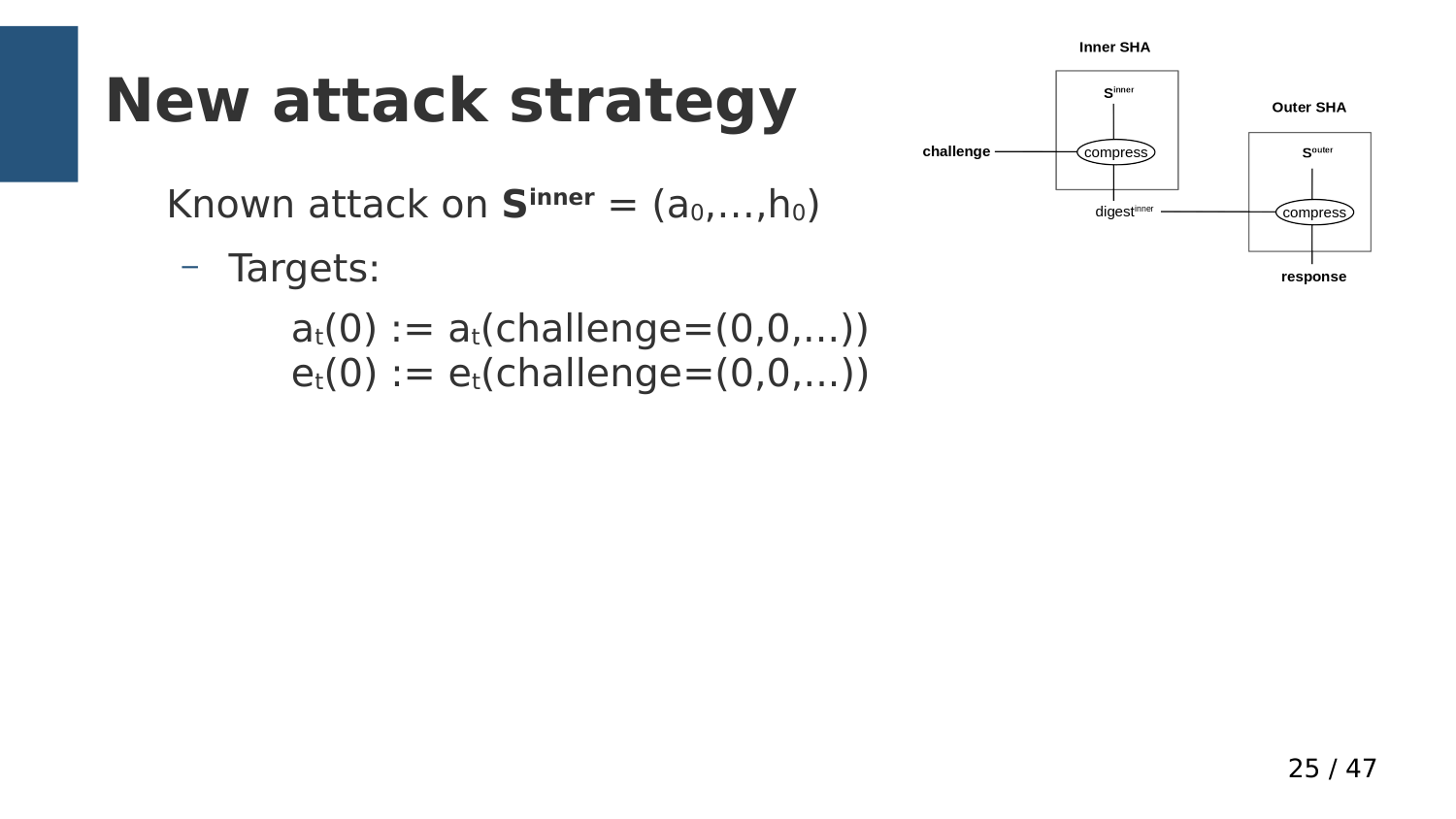# New attack strategy

Known attack on $\mathbf{S}^{\mathbf{inner}} = (a_0,\ldots,h_0)$

- Targets:

  $a_t(0) := a_t(\text{challenge}=(0,0,\ldots))$
  $e_t(0) := e_t(\text{challenge}=(0,0,\ldots))$

Inner SHA

$S^{inner}$

challenge — compress

$\text{digest}^{inner}$

Outer SHA

$S^{outer}$

compress

response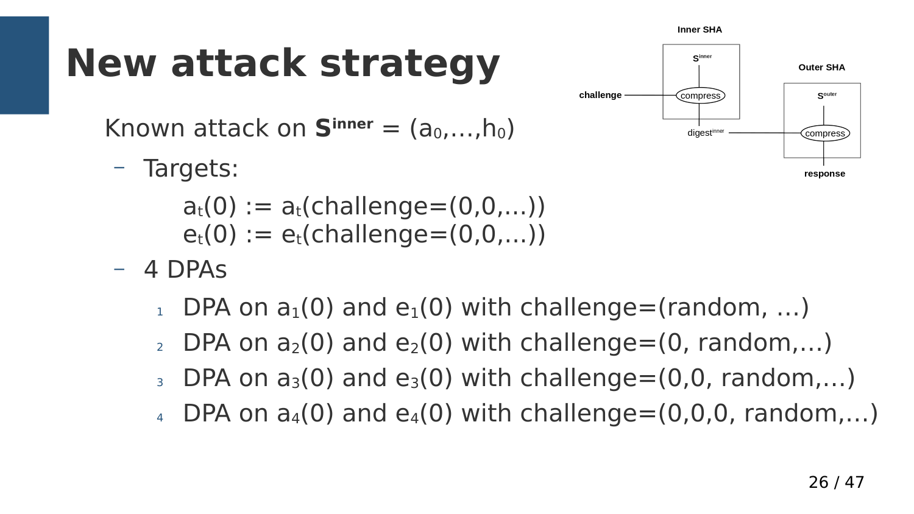# New attack strategy

Known attack on $\mathbf{S}^{\mathbf{inner}} = (a_0,\ldots,h_0)$

- Targets:

  $a_t(0) := a_t(\text{challenge}=(0,0,\ldots))$
  $e_t(0) := e_t(\text{challenge}=(0,0,\ldots))$

- 4 DPAs

  1. DPA on $a_1(0)$ and $e_1(0)$ with challenge=(random, …)
  2. DPA on $a_2(0)$ and $e_2(0)$ with challenge=(0, random,…)
  3. DPA on $a_3(0)$ and $e_3(0)$ with challenge=(0,0, random,…)
  4. DPA on $a_4(0)$ and $e_4(0)$ with challenge=(0,0,0, random,…)

Inner SHA: $S^{inner}$ → compress ← challenge → $digest^{inner}$

Outer SHA: $S^{outer}$ → compress ← $digest^{inner}$ → response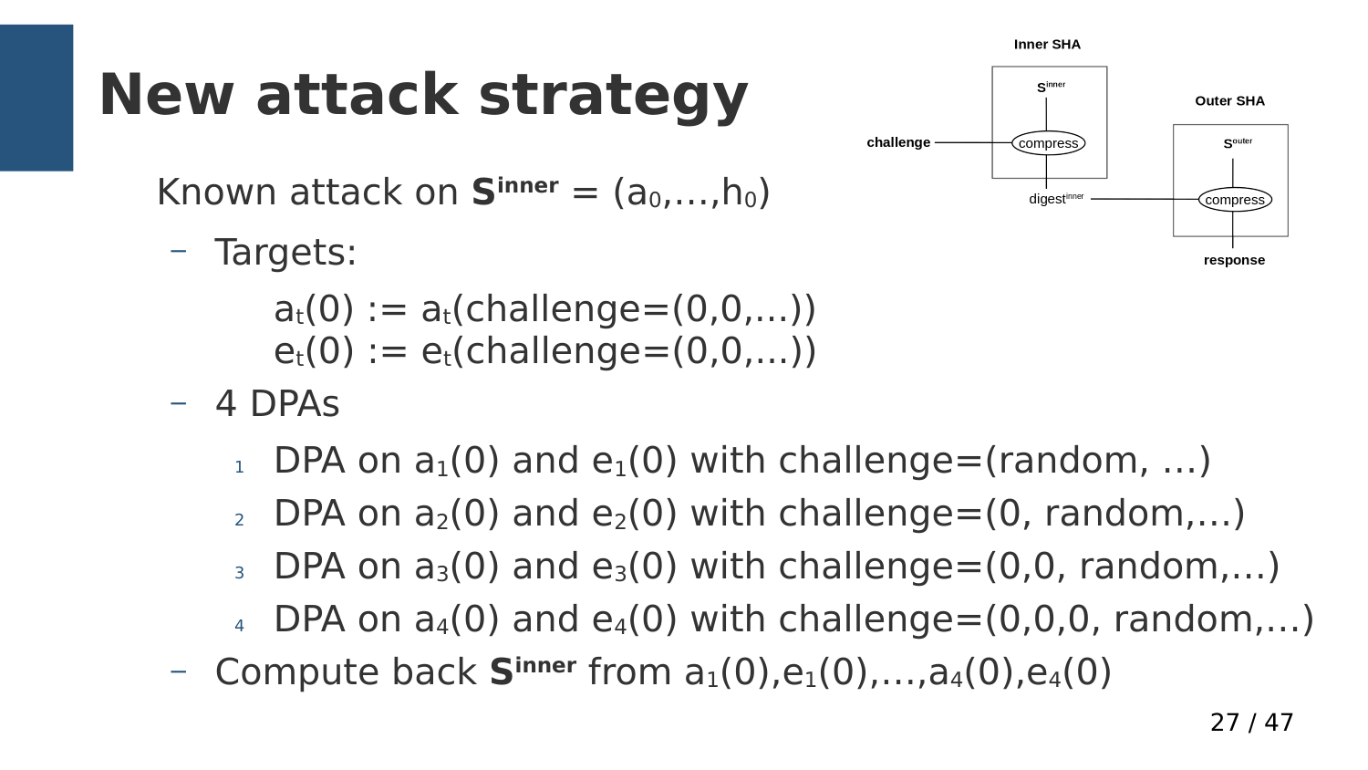# New attack strategy

Known attack on $\mathbf{S}^{\mathbf{inner}} = (a_0,\ldots,h_0)$

- Targets:

  $a_t(0) := a_t(\text{challenge}=(0,0,\ldots))$
  $e_t(0) := e_t(\text{challenge}=(0,0,\ldots))$

- 4 DPAs

  1. DPA on $a_1(0)$ and $e_1(0)$ with challenge=(random, …)
  2. DPA on $a_2(0)$ and $e_2(0)$ with challenge=(0, random,…)
  3. DPA on $a_3(0)$ and $e_3(0)$ with challenge=(0,0, random,…)
  4. DPA on $a_4(0)$ and $e_4(0)$ with challenge=(0,0,0, random,…)

- Compute back $\mathbf{S}^{\mathbf{inner}}$ from $a_1(0),e_1(0),\ldots,a_4(0),e_4(0)$

Inner SHA: $S^{inner}$ → compress (input: challenge) → $digest^{inner}$

Outer SHA: $S^{outer}$ → compress (input: $digest^{inner}$) → response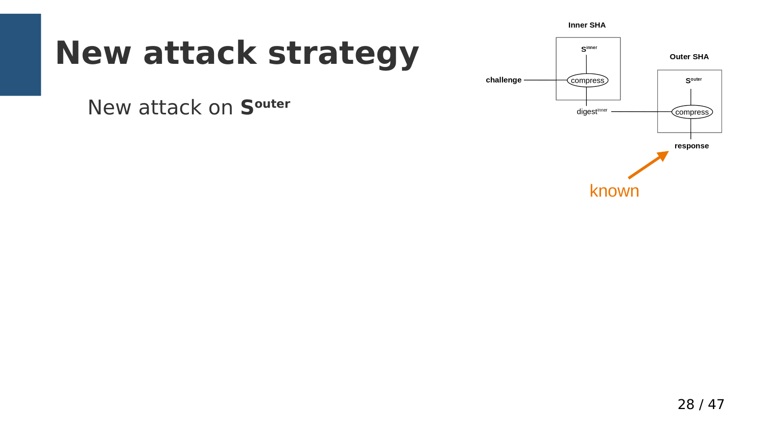# New attack strategy

New attack on **S$^{\text{outer}}$**

Inner SHA

S$^{\text{inner}}$

challenge — compress

digest$^{\text{inner}}$

Outer SHA

S$^{\text{outer}}$

compress

response

known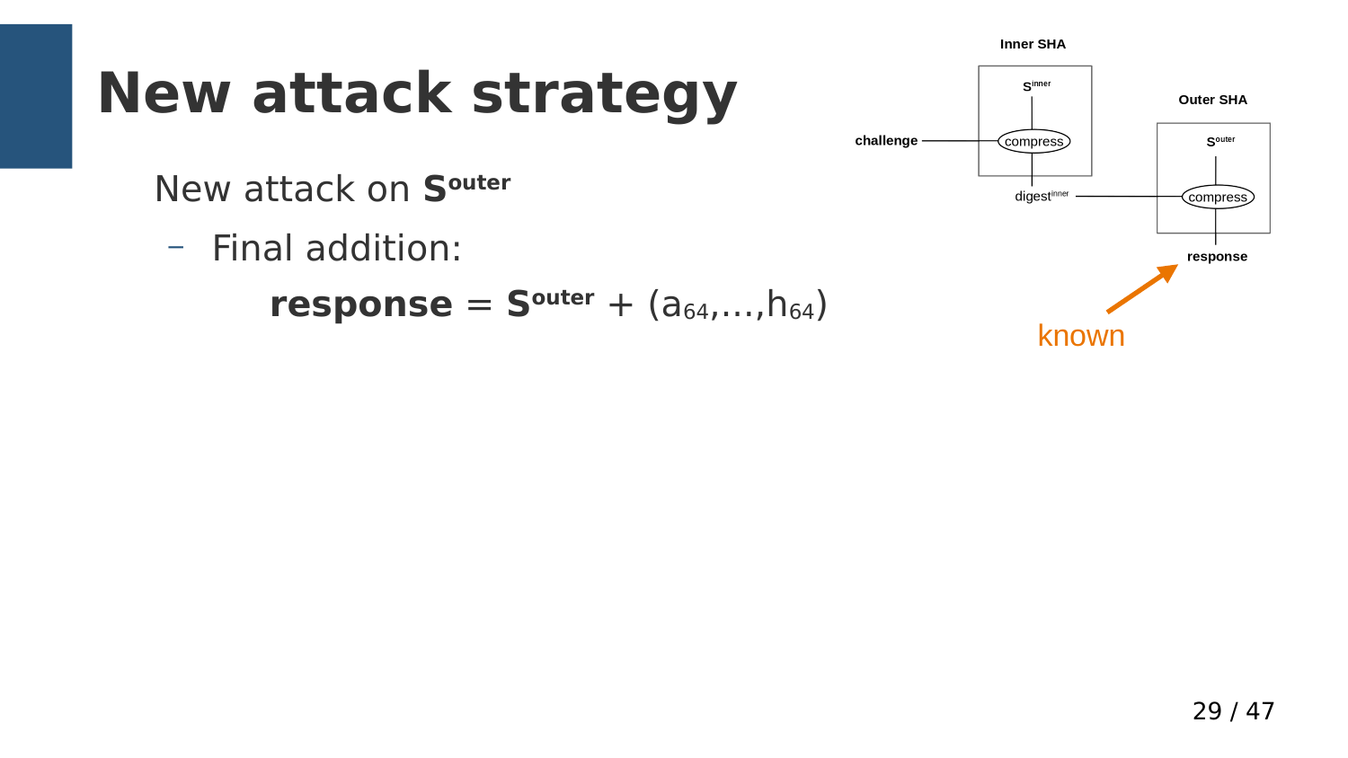# New attack strategy

New attack on **$S^{outer}$**

- Final addition:

$$\textbf{response} = \mathbf{S}^{\textbf{outer}} + (a_{64},\ldots,h_{64})$$

Inner SHA

$S^{inner}$

challenge — compress

$digest^{inner}$

Outer SHA

$S^{outer}$

compress

response

known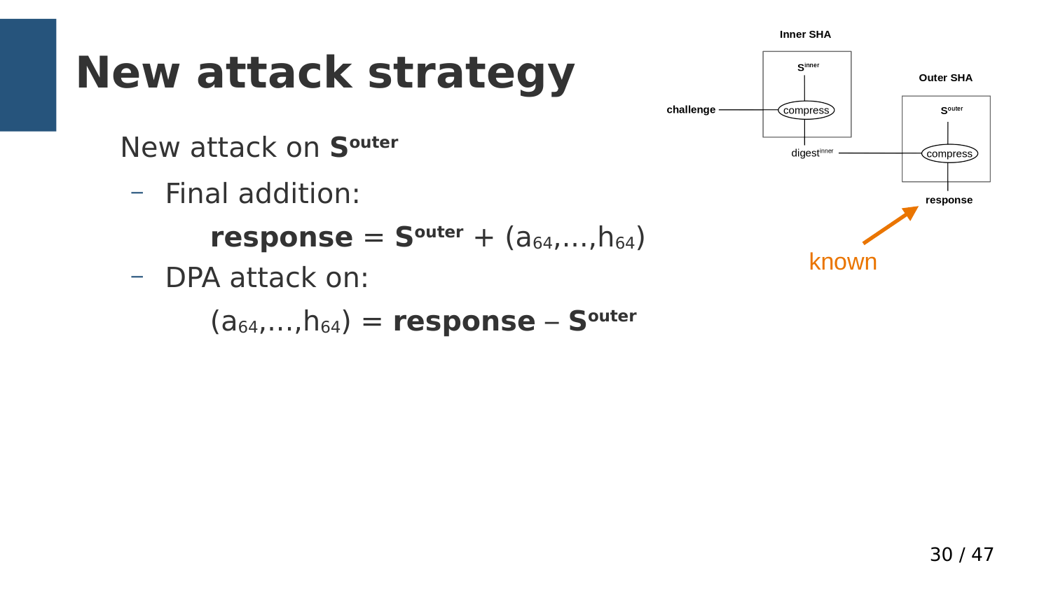# New attack strategy

New attack on $\mathbf{S}^{\mathbf{outer}}$

- Final addition:

  $$\mathbf{response} = \mathbf{S}^{\mathbf{outer}} + (a_{64},\ldots,h_{64})$$

- DPA attack on:

  $$(a_{64},\ldots,h_{64}) = \mathbf{response} - \mathbf{S}^{\mathbf{outer}}$$

Inner SHA

$S^{inner}$

challenge — compress

$digest^{inner}$

Outer SHA

$S^{outer}$

compress

response

known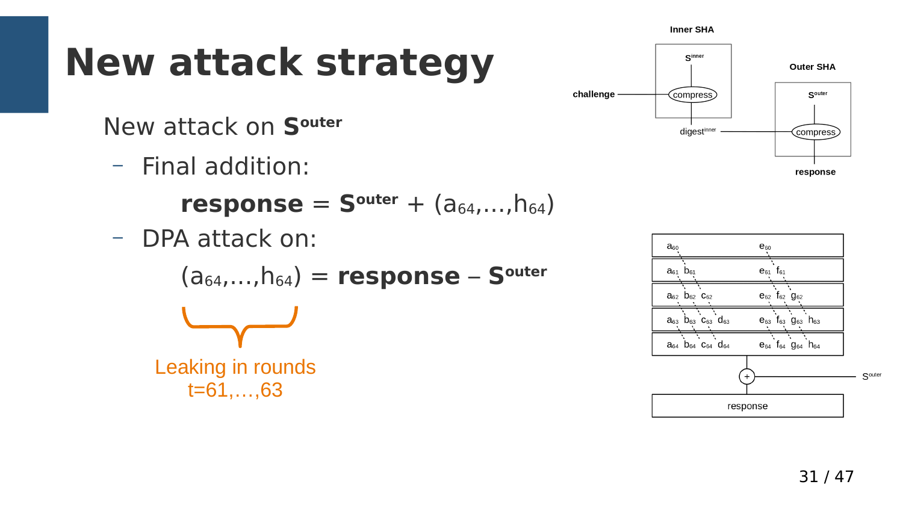# New attack strategy

New attack on $\mathbf{S}^{\mathbf{outer}}$

- Final addition:

  $$\mathbf{response} = \mathbf{S}^{\mathbf{outer}} + (a_{64},\ldots,h_{64})$$

- DPA attack on:

  $$(a_{64},\ldots,h_{64}) = \mathbf{response} - \mathbf{S}^{\mathbf{outer}}$$

  Leaking in rounds $t=61,\ldots,63$

**Inner SHA**

$s^{inner}$

challenge — compress

digest$^{inner}$

**Outer SHA**

$s^{outer}$

compress

**response**

| $a_{60}$ | | | | $e_{60}$ | | | |
|---|---|---|---|---|---|---|---|
| $a_{61}$ | $b_{61}$ | | | $e_{61}$ | $f_{61}$ | | |
| $a_{62}$ | $b_{62}$ | $c_{62}$ | | $e_{62}$ | $f_{62}$ | $g_{62}$ | |
| $a_{63}$ | $b_{63}$ | $c_{63}$ | $d_{63}$ | $e_{63}$ | $f_{63}$ | $g_{63}$ | $h_{63}$ |
| $a_{64}$ | $b_{64}$ | $c_{64}$ | $d_{64}$ | $e_{64}$ | $f_{64}$ | $g_{64}$ | $h_{64}$ |

+ $s^{outer}$

response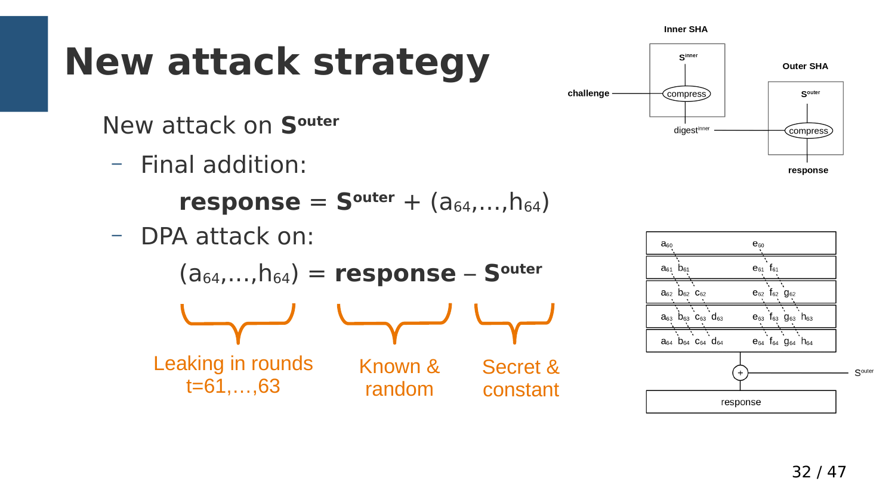# New attack strategy

New attack on $\mathbf{S}^{\mathbf{outer}}$

- Final addition:

$$\mathbf{response} = \mathbf{S}^{\mathbf{outer}} + (a_{64},\ldots,h_{64})$$

- DPA attack on:

$$(a_{64},\ldots,h_{64}) = \mathbf{response} - \mathbf{S}^{\mathbf{outer}}$$

Leaking in rounds t=61,…,63 | Known & random | Secret & constant

**Inner SHA**

$s^{inner}$

challenge — compress

digest$^{inner}$

**Outer SHA**

$s^{outer}$

compress

**response**

$a_{60}$ $e_{60}$

$a_{61}$ $b_{61}$ $e_{61}$ $f_{61}$

$a_{62}$ $b_{62}$ $c_{62}$ $e_{62}$ $f_{62}$ $g_{62}$

$a_{63}$ $b_{63}$ $c_{63}$ $d_{63}$ $e_{63}$ $f_{63}$ $g_{63}$ $h_{63}$

$a_{64}$ $b_{64}$ $c_{64}$ $d_{64}$ $e_{64}$ $f_{64}$ $g_{64}$ $h_{64}$

$+$ $s^{outer}$

response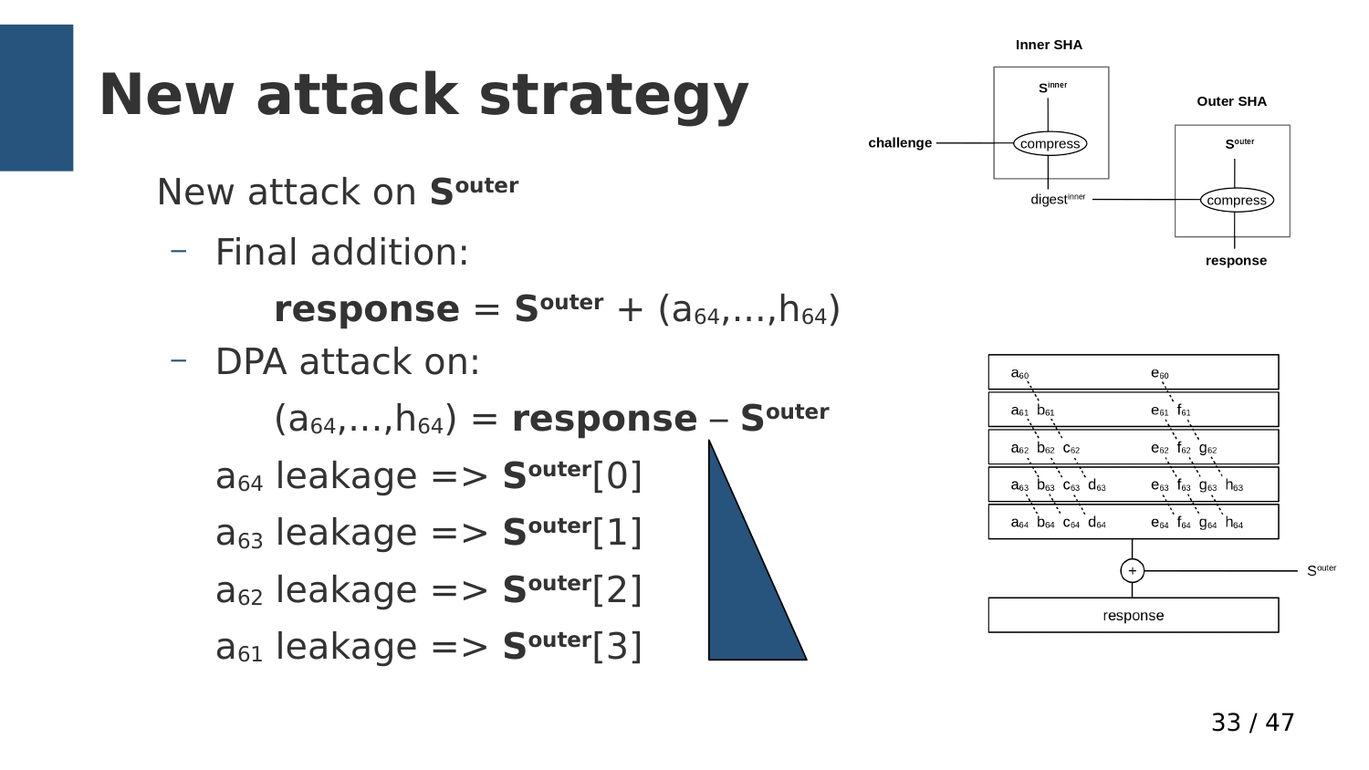# New attack strategy

New attack on $\mathbf{S}^{\mathbf{outer}}$

- Final addition:

  $$\mathbf{response} = \mathbf{S}^{\mathbf{outer}} + (a_{64},\ldots,h_{64})$$

- DPA attack on:

  $$(a_{64},\ldots,h_{64}) = \mathbf{response} - \mathbf{S}^{\mathbf{outer}}$$

$a_{64}$ leakage => $\mathbf{S}^{\mathbf{outer}}[0]$

$a_{63}$ leakage => $\mathbf{S}^{\mathbf{outer}}[1]$

$a_{62}$ leakage => $\mathbf{S}^{\mathbf{outer}}[2]$

$a_{61}$ leakage => $\mathbf{S}^{\mathbf{outer}}[3]$

Inner SHA

$s^{inner}$

challenge — compress

$digest^{inner}$

Outer SHA

$s^{outer}$

compress

response

$a_{60}$ $e_{60}$

$a_{61}$ $b_{61}$ $e_{61}$ $f_{61}$

$a_{62}$ $b_{62}$ $c_{62}$ $e_{62}$ $f_{62}$ $g_{62}$

$a_{63}$ $b_{63}$ $c_{63}$ $d_{63}$ $e_{63}$ $f_{63}$ $g_{63}$ $h_{63}$

$a_{64}$ $b_{64}$ $c_{64}$ $d_{64}$ $e_{64}$ $f_{64}$ $g_{64}$ $h_{64}$

$+$ $S^{outer}$

response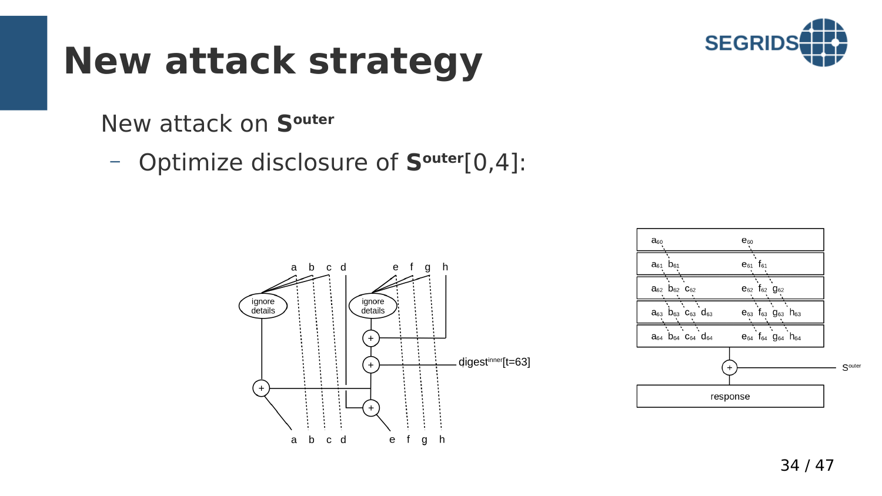# New attack strategy

New attack on $\mathbf{S}^{\mathbf{outer}}$

- Optimize disclosure of $\mathbf{S}^{\mathbf{outer}}[0,4]$: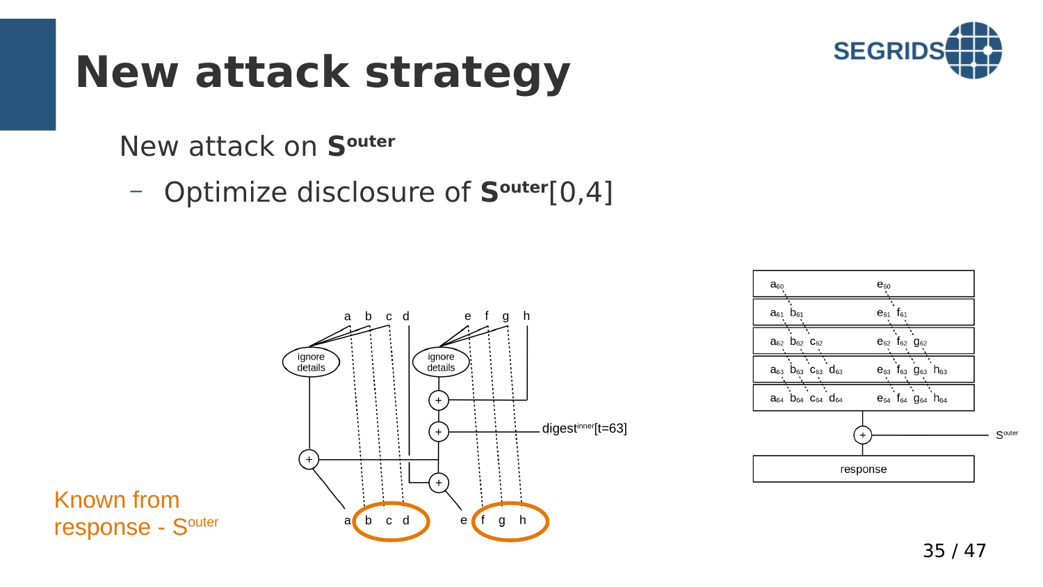# New attack strategy

New attack on $\mathbf{S}^{\mathbf{outer}}$

- Optimize disclosure of $\mathbf{S}^{\mathbf{outer}}[0,4]$

Known from response - $S^{outer}$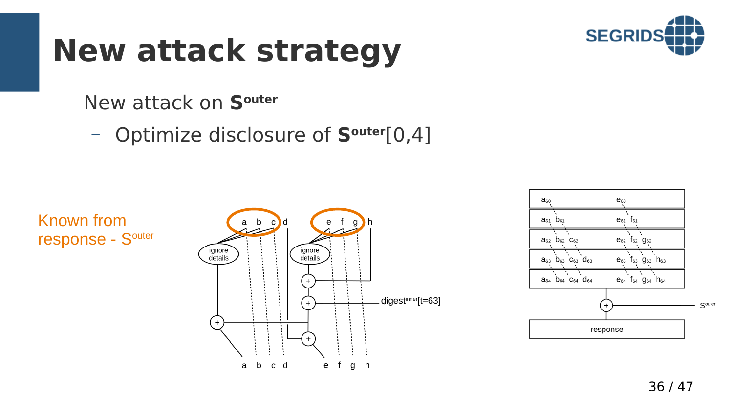# New attack strategy

- New attack on $\mathbf{S}^{\mathbf{outer}}$
  - Optimize disclosure of $\mathbf{S}^{\mathbf{outer}}[0,4]$

Known from response - $S^{outer}$

a b c d e f g h

ignore details

ignore details

digest$^{inner}$[t=63]

a b c d e f g h

| $a_{60}$ | $e_{60}$ |
|---|---|
| $a_{61}$ $b_{61}$ | $e_{61}$ $f_{61}$ |
| $a_{62}$ $b_{62}$ $c_{62}$ | $e_{62}$ $f_{62}$ $g_{62}$ |
| $a_{63}$ $b_{63}$ $c_{63}$ $d_{63}$ | $e_{63}$ $f_{63}$ $g_{63}$ $h_{63}$ |
| $a_{64}$ $b_{64}$ $c_{64}$ $d_{64}$ | $e_{64}$ $f_{64}$ $g_{64}$ $h_{64}$ |

$S^{outer}$

response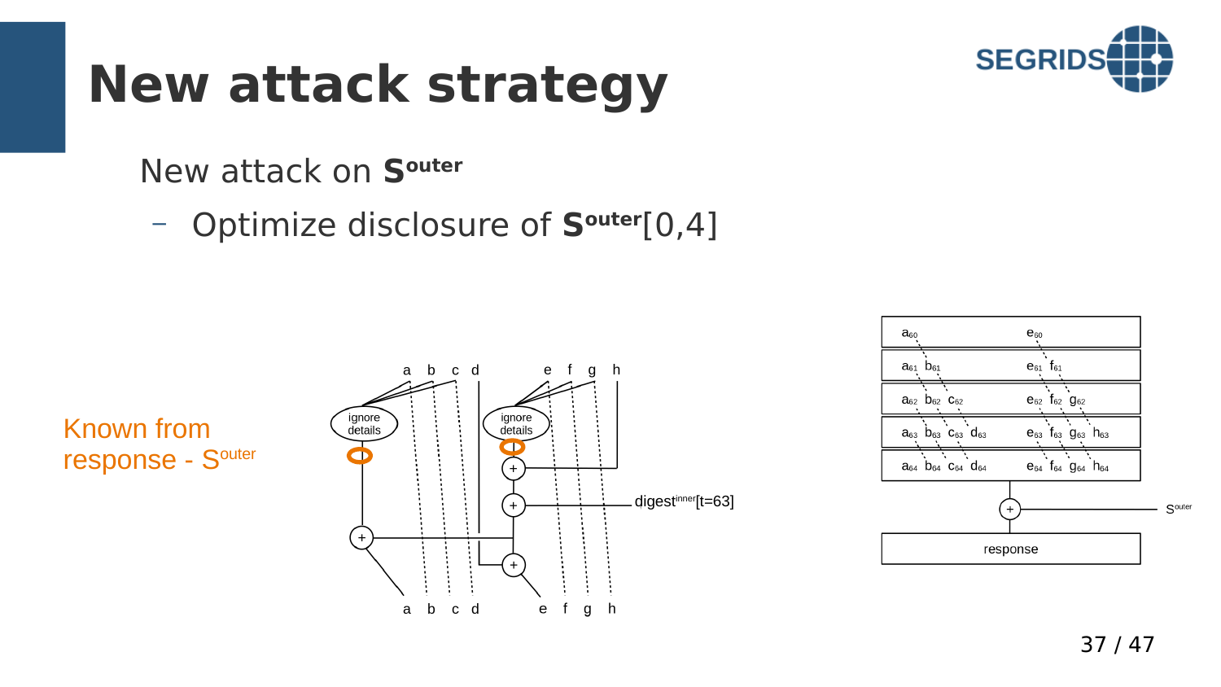# New attack strategy

New attack on $\mathbf{S}^{\mathbf{outer}}$

- Optimize disclosure of $\mathbf{S}^{\mathbf{outer}}[0,4]$

Known from response - $S^{outer}$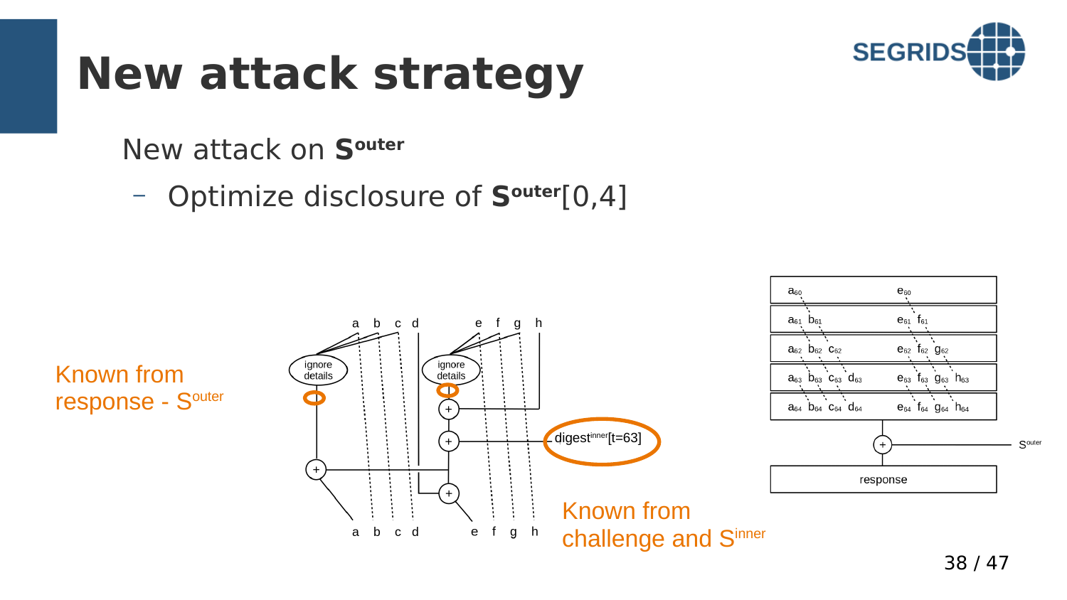# New attack strategy

New attack on $\mathbf{S}^{\mathbf{outer}}$

- Optimize disclosure of $\mathbf{S}^{\mathbf{outer}}[0,4]$

Known from response - $S^{outer}$

Known from challenge and $S^{inner}$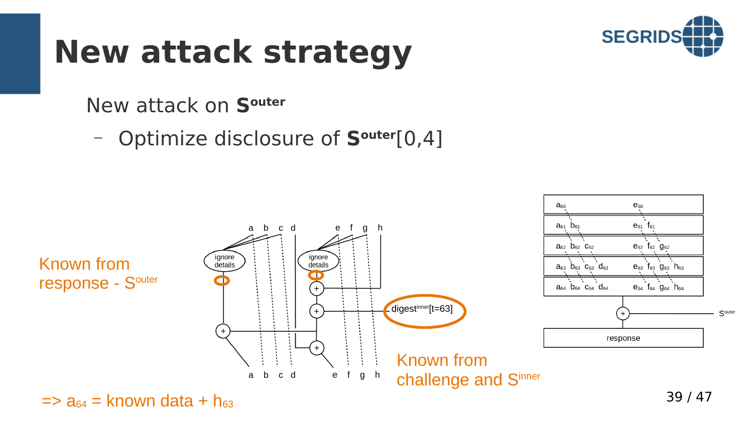# New attack strategy

New attack on $\mathbf{S}^{\mathbf{outer}}$

- Optimize disclosure of $\mathbf{S}^{\mathbf{outer}}[0,4]$

Known from response - $S^{outer}$

Known from challenge and $S^{inner}$

=> $a_{64}$ = known data + $h_{63}$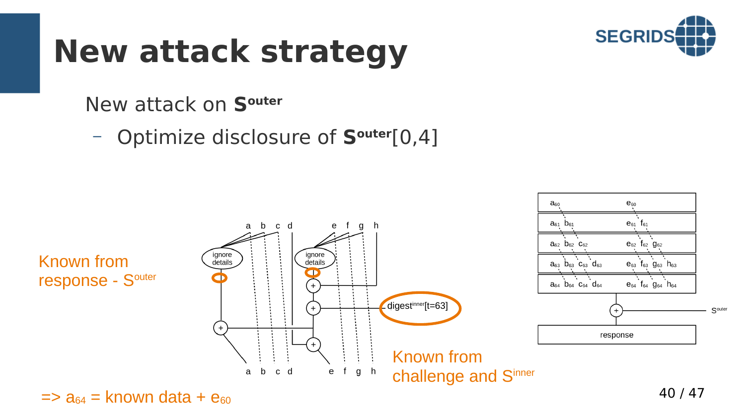# New attack strategy

New attack on $\mathbf{S}^{\mathbf{outer}}$

- Optimize disclosure of $\mathbf{S}^{\mathbf{outer}}[0,4]$

Known from response - $S^{outer}$

Known from challenge and $S^{inner}$

$\Rightarrow a_{64}$ = known data + $e_{60}$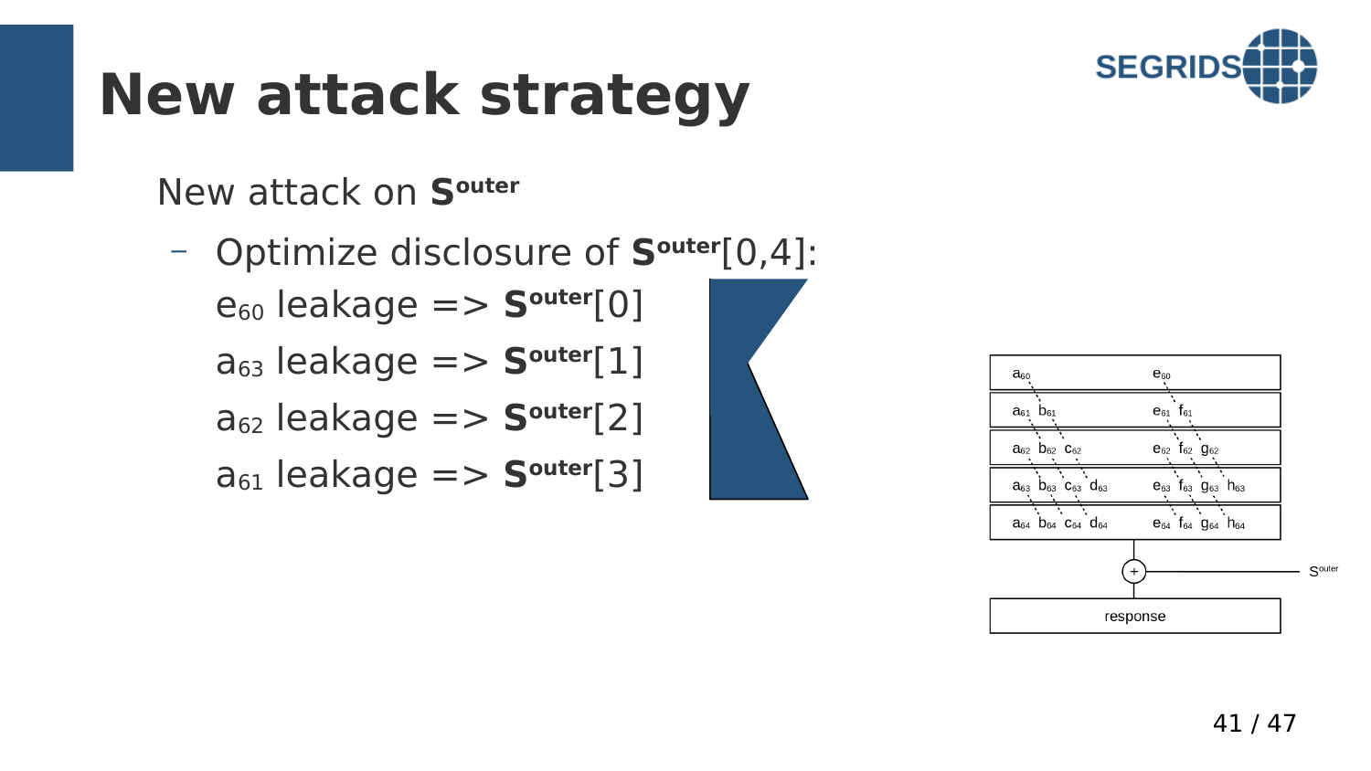# New attack strategy

New attack on $\mathbf{S}^{\text{outer}}$

- Optimize disclosure of $\mathbf{S}^{\text{outer}}[0,4]$:

  $e_{60}$ leakage => $\mathbf{S}^{\text{outer}}[0]$

  $a_{63}$ leakage => $\mathbf{S}^{\text{outer}}[1]$

  $a_{62}$ leakage => $\mathbf{S}^{\text{outer}}[2]$

  $a_{61}$ leakage => $\mathbf{S}^{\text{outer}}[3]$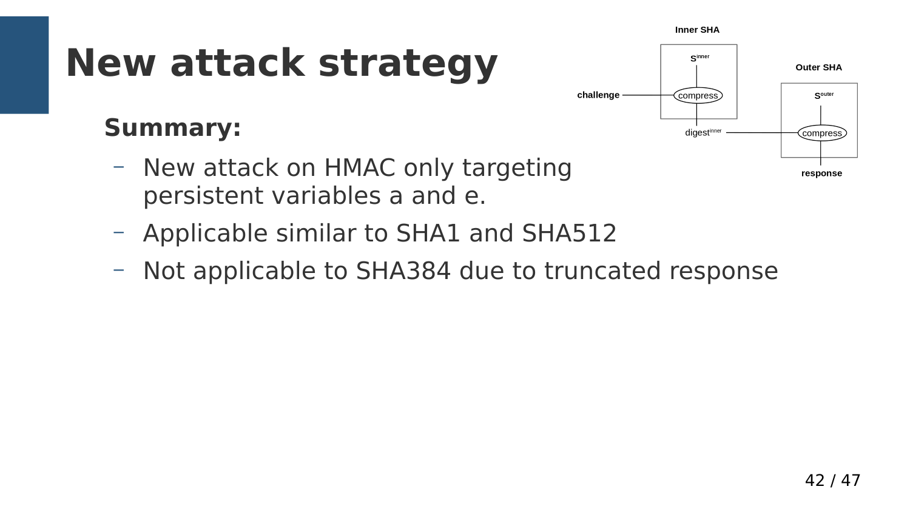# New attack strategy

**Summary:**

- New attack on HMAC only targeting persistent variables a and e.
- Applicable similar to SHA1 and SHA512
- Not applicable to SHA384 due to truncated response

Inner SHA

$S^{inner}$

challenge — compress

$digest^{inner}$

Outer SHA

$S^{outer}$

compress

response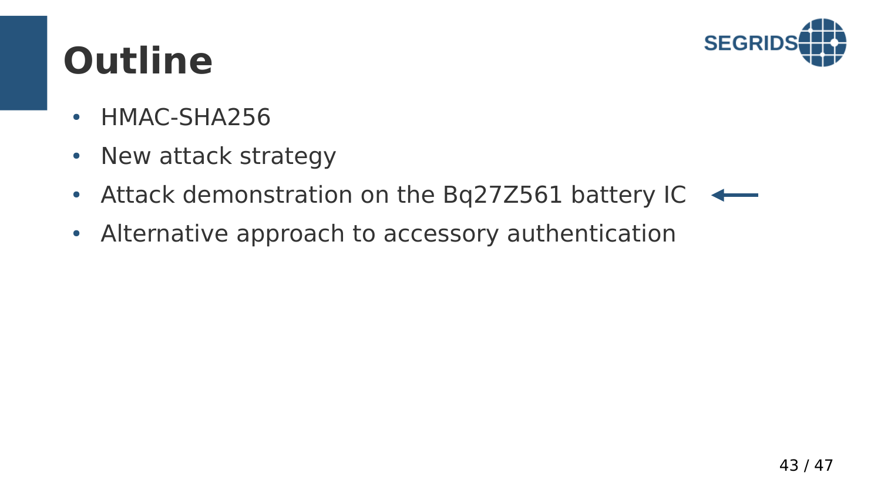# Outline

- HMAC-SHA256
- New attack strategy
- Attack demonstration on the Bq27Z561 battery IC ←
- Alternative approach to accessory authentication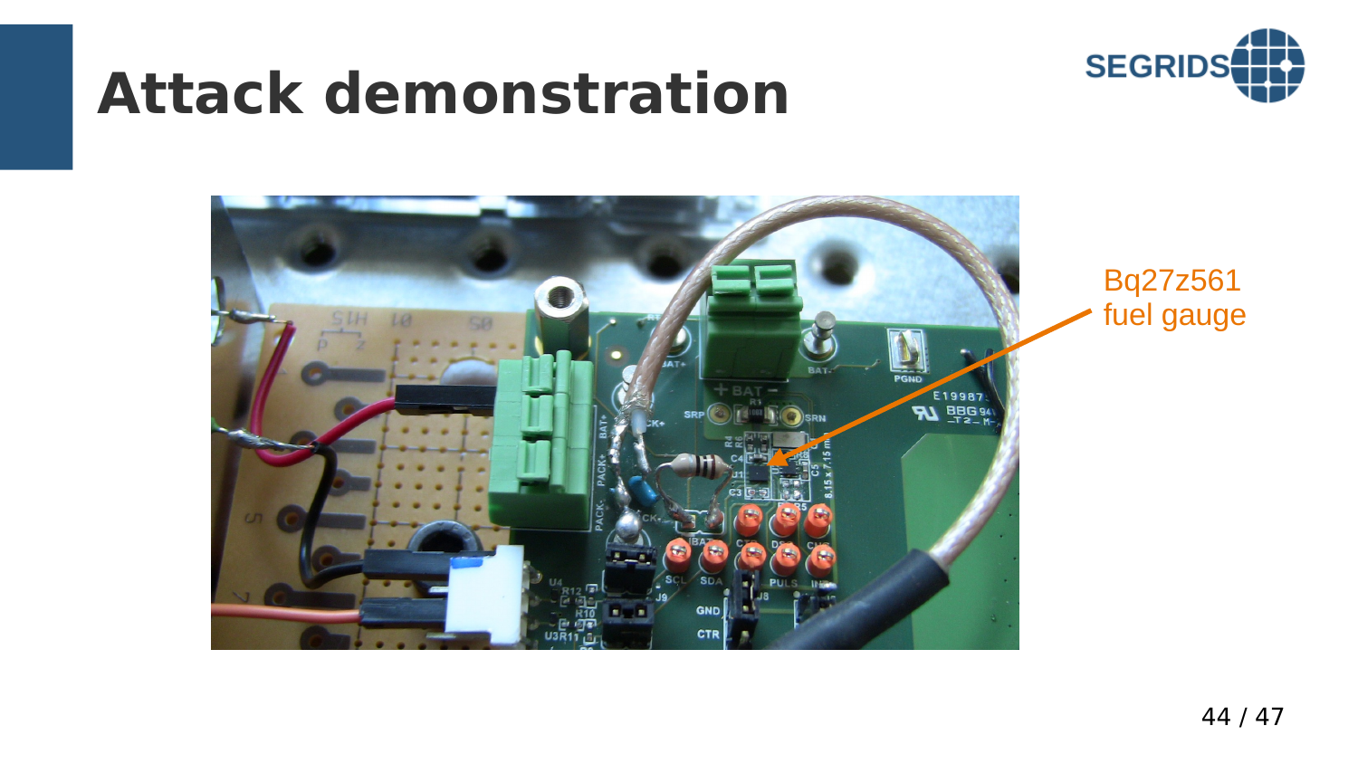# Attack demonstration

Bq27z561 fuel gauge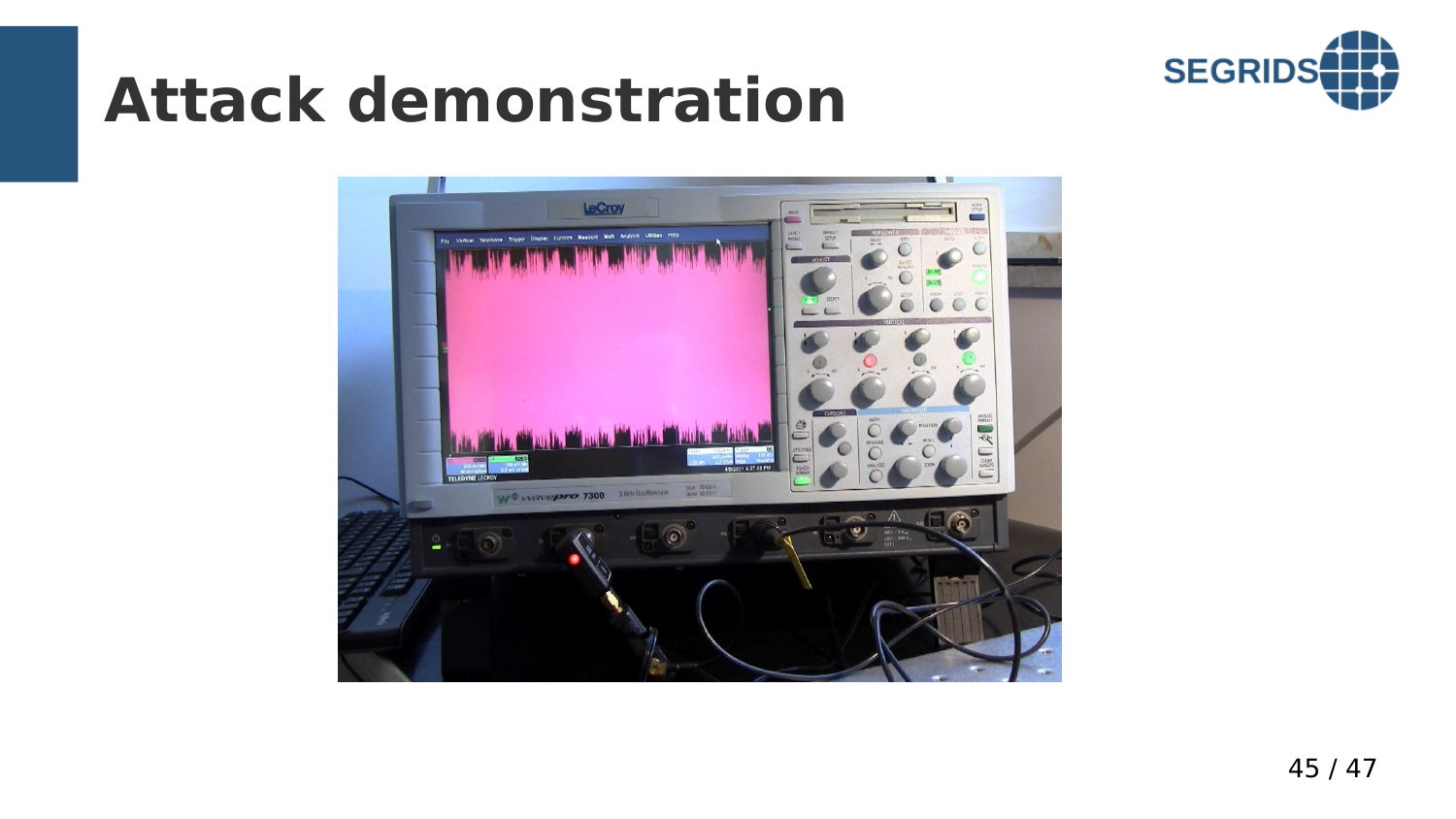# Attack demonstration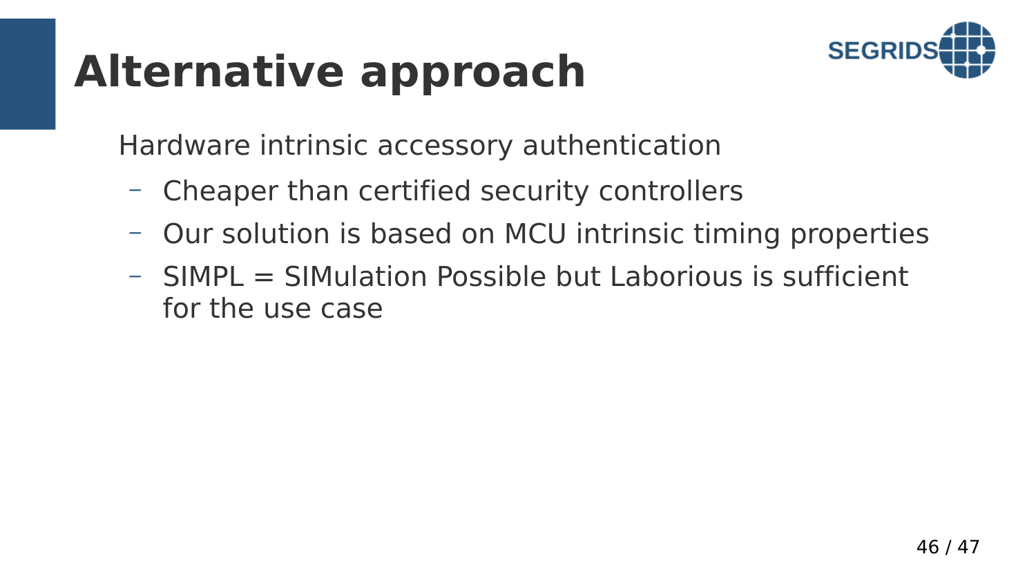# Alternative approach

Hardware intrinsic accessory authentication

- Cheaper than certified security controllers
- Our solution is based on MCU intrinsic timing properties
- SIMPL = SIMulation Possible but Laborious is sufficient for the use case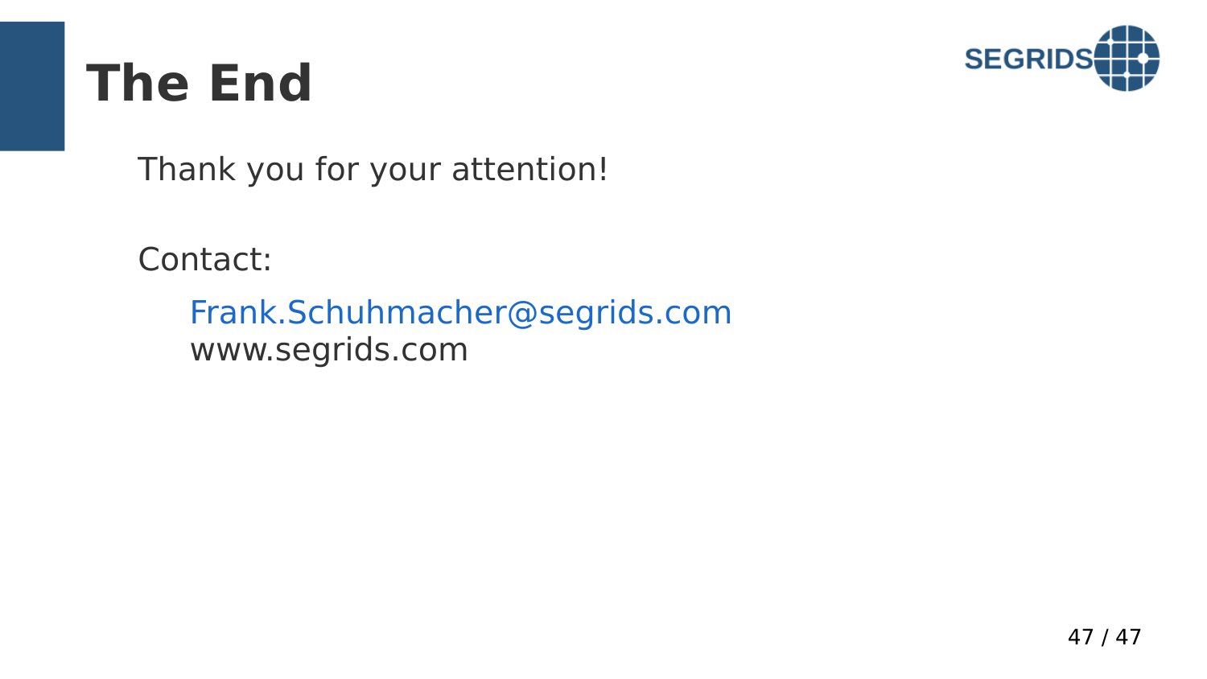# The End

Thank you for your attention!

Contact:

Frank.Schuhmacher@segrids.com
www.segrids.com